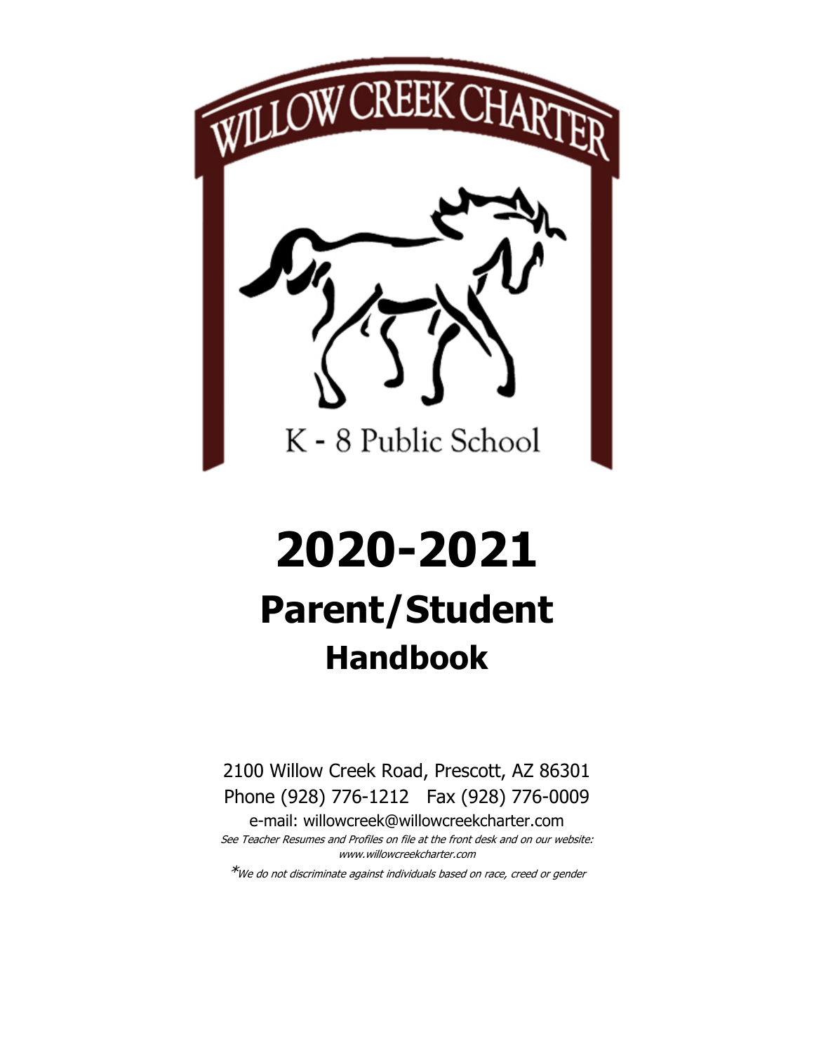WILLOW CREEK CHARTER

K - 8 Public School

# 2020-2021

## Parent/Student

### Handbook

2100 Willow Creek Road, Prescott, AZ 86301

Phone (928) 776-1212 Fax (928) 776-0009

e-mail: willowcreek@willowcreekcharter.com

*See Teacher Resumes and Profiles on file at the front desk and on our website: www.willowcreekcharter.com*

**We do not discriminate against individuals based on race, creed or gender*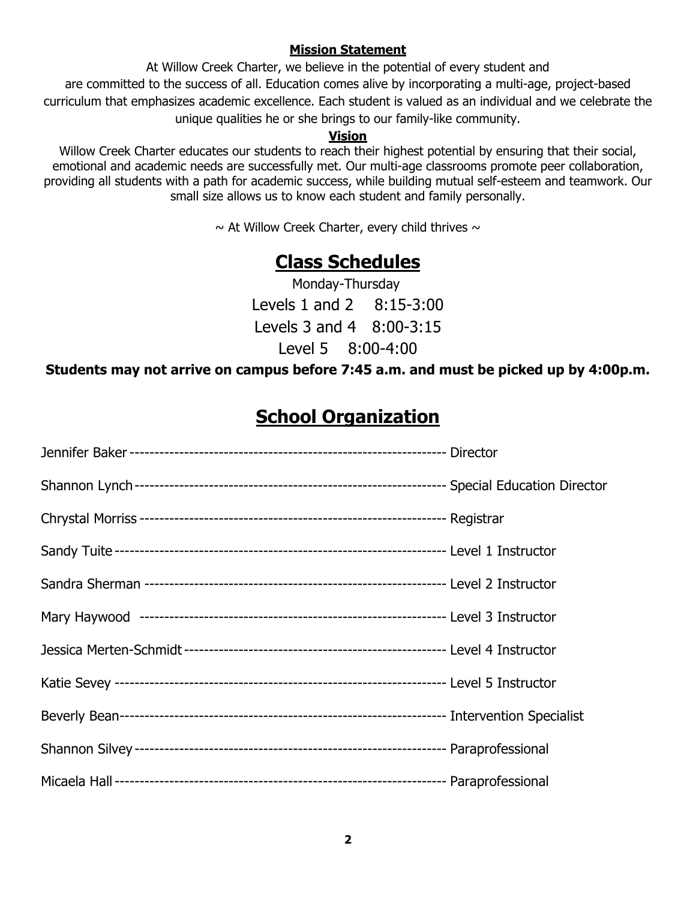**Mission Statement**

At Willow Creek Charter, we believe in the potential of every student and are committed to the success of all. Education comes alive by incorporating a multi-age, project-based curriculum that emphasizes academic excellence. Each student is valued as an individual and we celebrate the unique qualities he or she brings to our family-like community.

**Vision**

Willow Creek Charter educates our students to reach their highest potential by ensuring that their social, emotional and academic needs are successfully met. Our multi-age classrooms promote peer collaboration, providing all students with a path for academic success, while building mutual self-esteem and teamwork. Our small size allows us to know each student and family personally.

~ At Willow Creek Charter, every child thrives ~

# Class Schedules

Monday-Thursday

Levels 1 and 2    8:15-3:00

Levels 3 and 4    8:00-3:15

Level 5    8:00-4:00

**Students may not arrive on campus before 7:45 a.m. and must be picked up by 4:00p.m.**

# School Organization

Jennifer Baker ---------------------------------------------------------------- Director

Shannon Lynch ---------------------------------------------------------------- Special Education Director

Chrystal Morriss ---------------------------------------------------------------- Registrar

Sandy Tuite ---------------------------------------------------------------- Level 1 Instructor

Sandra Sherman ---------------------------------------------------------------- Level 2 Instructor

Mary Haywood ---------------------------------------------------------------- Level 3 Instructor

Jessica Merten-Schmidt ---------------------------------------------------------------- Level 4 Instructor

Katie Sevey ---------------------------------------------------------------- Level 5 Instructor

Beverly Bean ---------------------------------------------------------------- Intervention Specialist

Shannon Silvey ---------------------------------------------------------------- Paraprofessional

Micaela Hall ---------------------------------------------------------------- Paraprofessional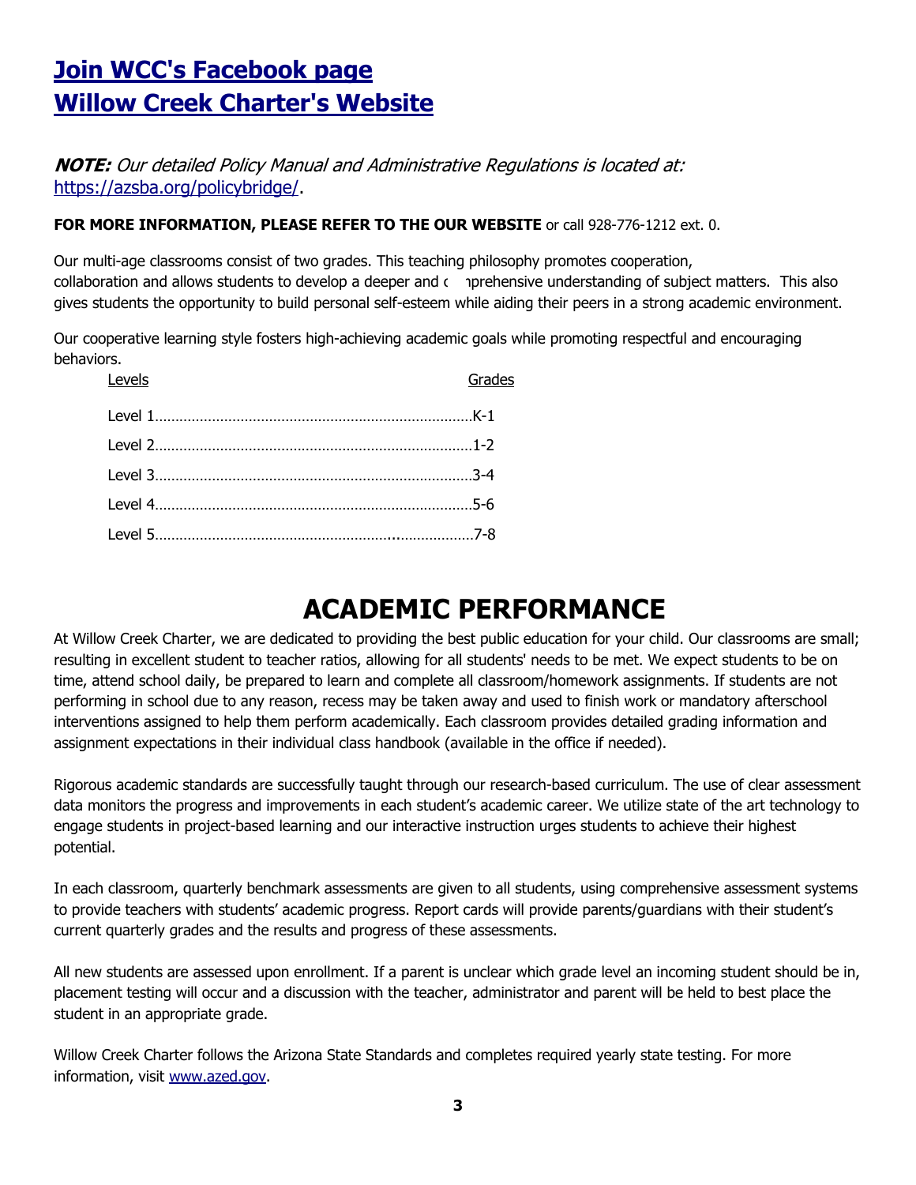## [Join WCC's Facebook page](#)
## [Willow Creek Charter's Website](#)

***NOTE:*** *Our detailed Policy Manual and Administrative Regulations is located at:* https://azsba.org/policybridge/.

**FOR MORE INFORMATION, PLEASE REFER TO THE OUR WEBSITE** or call 928-776-1212 ext. 0.

Our multi-age classrooms consist of two grades. This teaching philosophy promotes cooperation, collaboration and allows students to develop a deeper and comprehensive understanding of subject matters. This also gives students the opportunity to build personal self-esteem while aiding their peers in a strong academic environment.

Our cooperative learning style fosters high-achieving academic goals while promoting respectful and encouraging behaviors.

| Levels | Grades |
|---|---|
| Level 1 | K-1 |
| Level 2 | 1-2 |
| Level 3 | 3-4 |
| Level 4 | 5-6 |
| Level 5 | 7-8 |

# ACADEMIC PERFORMANCE

At Willow Creek Charter, we are dedicated to providing the best public education for your child. Our classrooms are small; resulting in excellent student to teacher ratios, allowing for all students' needs to be met. We expect students to be on time, attend school daily, be prepared to learn and complete all classroom/homework assignments. If students are not performing in school due to any reason, recess may be taken away and used to finish work or mandatory afterschool interventions assigned to help them perform academically. Each classroom provides detailed grading information and assignment expectations in their individual class handbook (available in the office if needed).

Rigorous academic standards are successfully taught through our research-based curriculum. The use of clear assessment data monitors the progress and improvements in each student's academic career. We utilize state of the art technology to engage students in project-based learning and our interactive instruction urges students to achieve their highest potential.

In each classroom, quarterly benchmark assessments are given to all students, using comprehensive assessment systems to provide teachers with students' academic progress. Report cards will provide parents/guardians with their student's current quarterly grades and the results and progress of these assessments.

All new students are assessed upon enrollment. If a parent is unclear which grade level an incoming student should be in, placement testing will occur and a discussion with the teacher, administrator and parent will be held to best place the student in an appropriate grade.

Willow Creek Charter follows the Arizona State Standards and completes required yearly state testing. For more information, visit www.azed.gov.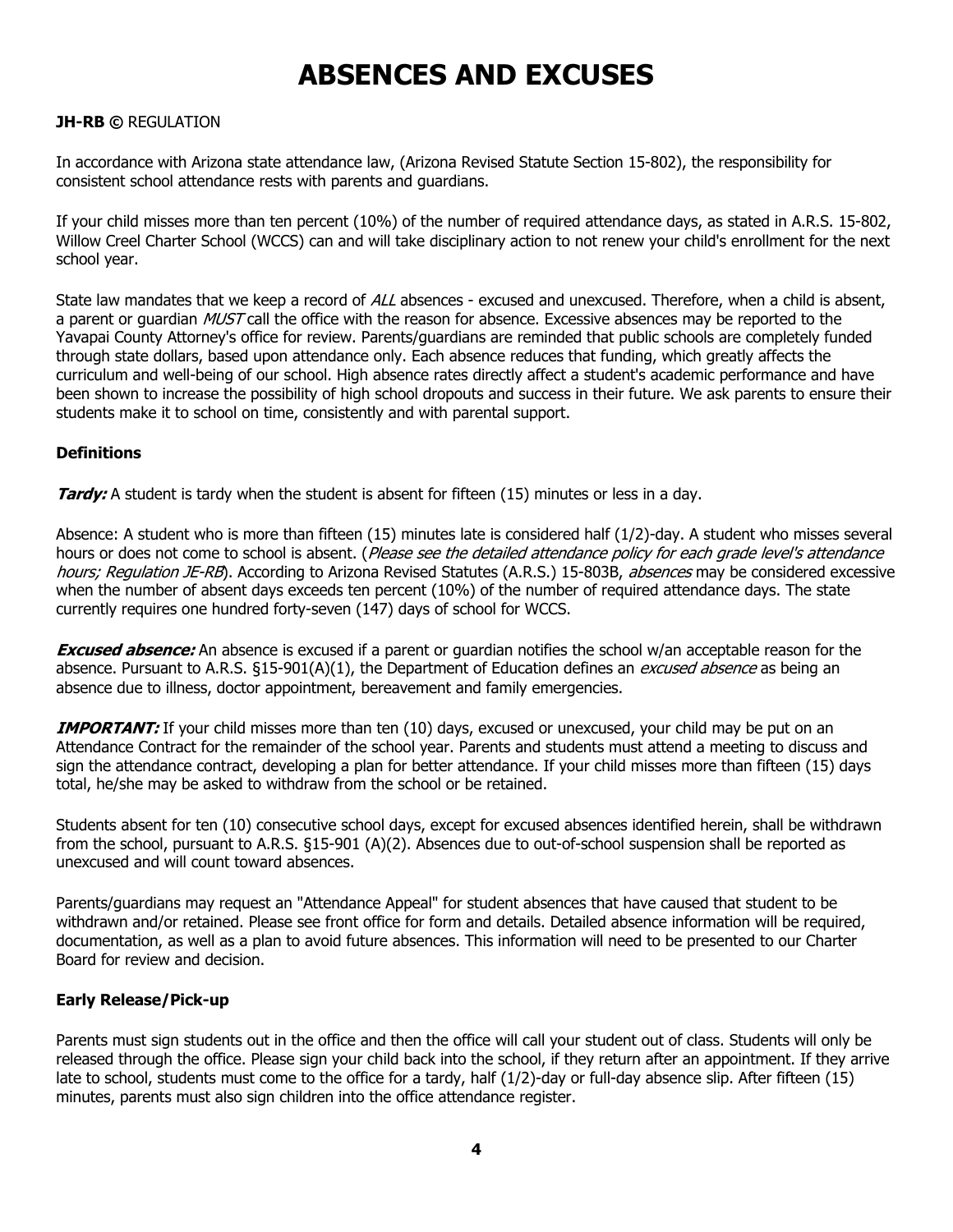# ABSENCES AND EXCUSES

**JH-RB ©** REGULATION

In accordance with Arizona state attendance law, (Arizona Revised Statute Section 15-802), the responsibility for consistent school attendance rests with parents and guardians.

If your child misses more than ten percent (10%) of the number of required attendance days, as stated in A.R.S. 15-802, Willow Creel Charter School (WCCS) can and will take disciplinary action to not renew your child's enrollment for the next school year.

State law mandates that we keep a record of *ALL* absences - excused and unexcused. Therefore, when a child is absent, a parent or guardian *MUST* call the office with the reason for absence. Excessive absences may be reported to the Yavapai County Attorney's office for review. Parents/guardians are reminded that public schools are completely funded through state dollars, based upon attendance only. Each absence reduces that funding, which greatly affects the curriculum and well-being of our school. High absence rates directly affect a student's academic performance and have been shown to increase the possibility of high school dropouts and success in their future. We ask parents to ensure their students make it to school on time, consistently and with parental support.

### Definitions

***Tardy:*** A student is tardy when the student is absent for fifteen (15) minutes or less in a day.

Absence: A student who is more than fifteen (15) minutes late is considered half (1/2)-day. A student who misses several hours or does not come to school is absent. (*Please see the detailed attendance policy for each grade level's attendance hours; Regulation JE-RB*). According to Arizona Revised Statutes (A.R.S.) 15-803B, *absences* may be considered excessive when the number of absent days exceeds ten percent (10%) of the number of required attendance days. The state currently requires one hundred forty-seven (147) days of school for WCCS.

***Excused absence:*** An absence is excused if a parent or guardian notifies the school w/an acceptable reason for the absence. Pursuant to A.R.S. §15-901(A)(1), the Department of Education defines an *excused absence* as being an absence due to illness, doctor appointment, bereavement and family emergencies.

***IMPORTANT:*** If your child misses more than ten (10) days, excused or unexcused, your child may be put on an Attendance Contract for the remainder of the school year. Parents and students must attend a meeting to discuss and sign the attendance contract, developing a plan for better attendance. If your child misses more than fifteen (15) days total, he/she may be asked to withdraw from the school or be retained.

Students absent for ten (10) consecutive school days, except for excused absences identified herein, shall be withdrawn from the school, pursuant to A.R.S. §15-901 (A)(2). Absences due to out-of-school suspension shall be reported as unexcused and will count toward absences.

Parents/guardians may request an "Attendance Appeal" for student absences that have caused that student to be withdrawn and/or retained. Please see front office for form and details. Detailed absence information will be required, documentation, as well as a plan to avoid future absences. This information will need to be presented to our Charter Board for review and decision.

### Early Release/Pick-up

Parents must sign students out in the office and then the office will call your student out of class. Students will only be released through the office. Please sign your child back into the school, if they return after an appointment. If they arrive late to school, students must come to the office for a tardy, half (1/2)-day or full-day absence slip. After fifteen (15) minutes, parents must also sign children into the office attendance register.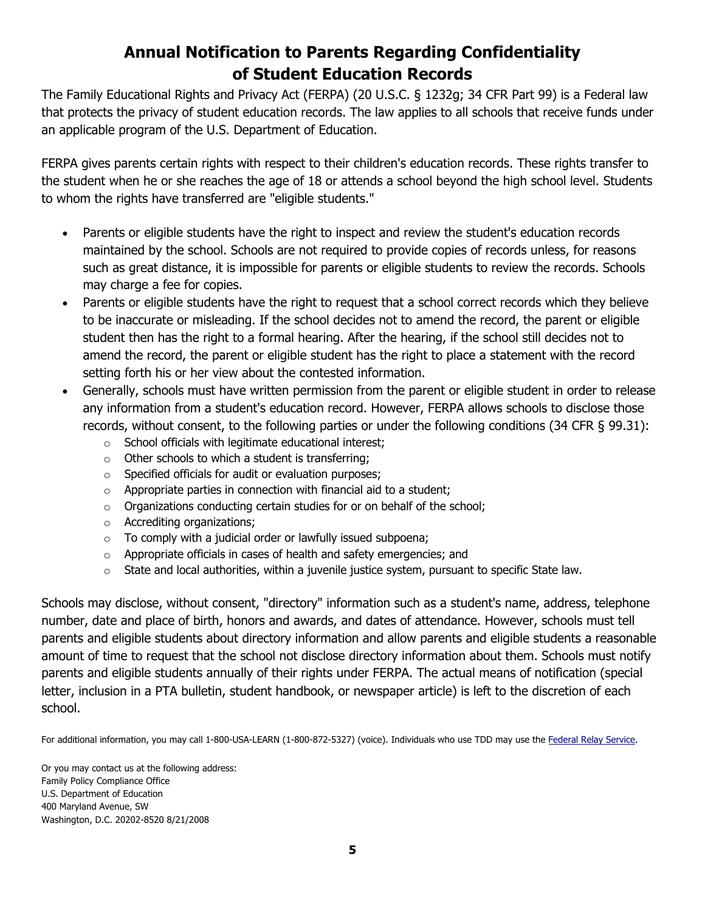# Annual Notification to Parents Regarding Confidentiality of Student Education Records

The Family Educational Rights and Privacy Act (FERPA) (20 U.S.C. § 1232g; 34 CFR Part 99) is a Federal law that protects the privacy of student education records. The law applies to all schools that receive funds under an applicable program of the U.S. Department of Education.

FERPA gives parents certain rights with respect to their children's education records. These rights transfer to the student when he or she reaches the age of 18 or attends a school beyond the high school level. Students to whom the rights have transferred are "eligible students."

- Parents or eligible students have the right to inspect and review the student's education records maintained by the school. Schools are not required to provide copies of records unless, for reasons such as great distance, it is impossible for parents or eligible students to review the records. Schools may charge a fee for copies.
- Parents or eligible students have the right to request that a school correct records which they believe to be inaccurate or misleading. If the school decides not to amend the record, the parent or eligible student then has the right to a formal hearing. After the hearing, if the school still decides not to amend the record, the parent or eligible student has the right to place a statement with the record setting forth his or her view about the contested information.
- Generally, schools must have written permission from the parent or eligible student in order to release any information from a student's education record. However, FERPA allows schools to disclose those records, without consent, to the following parties or under the following conditions (34 CFR § 99.31):
    - School officials with legitimate educational interest;
    - Other schools to which a student is transferring;
    - Specified officials for audit or evaluation purposes;
    - Appropriate parties in connection with financial aid to a student;
    - Organizations conducting certain studies for or on behalf of the school;
    - Accrediting organizations;
    - To comply with a judicial order or lawfully issued subpoena;
    - Appropriate officials in cases of health and safety emergencies; and
    - State and local authorities, within a juvenile justice system, pursuant to specific State law.

Schools may disclose, without consent, "directory" information such as a student's name, address, telephone number, date and place of birth, honors and awards, and dates of attendance. However, schools must tell parents and eligible students about directory information and allow parents and eligible students a reasonable amount of time to request that the school not disclose directory information about them. Schools must notify parents and eligible students annually of their rights under FERPA. The actual means of notification (special letter, inclusion in a PTA bulletin, student handbook, or newspaper article) is left to the discretion of each school.

For additional information, you may call 1-800-USA-LEARN (1-800-872-5327) (voice). Individuals who use TDD may use the Federal Relay Service.

Or you may contact us at the following address:
Family Policy Compliance Office
U.S. Department of Education
400 Maryland Avenue, SW
Washington, D.C. 20202-8520 8/21/2008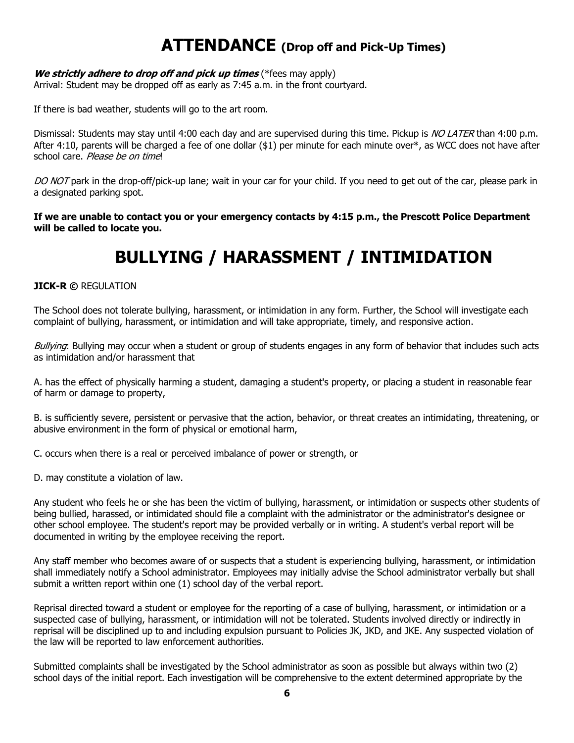# ATTENDANCE (Drop off and Pick-Up Times)

***We strictly adhere to drop off and pick up times*** (*fees may apply)
Arrival: Student may be dropped off as early as 7:45 a.m. in the front courtyard.

If there is bad weather, students will go to the art room.

Dismissal: Students may stay until 4:00 each day and are supervised during this time. Pickup is *NO LATER* than 4:00 p.m. After 4:10, parents will be charged a fee of one dollar ($1) per minute for each minute over*, as WCC does not have after school care. *Please be on time*!

*DO NOT* park in the drop-off/pick-up lane; wait in your car for your child. If you need to get out of the car, please park in a designated parking spot.

**If we are unable to contact you or your emergency contacts by 4:15 p.m., the Prescott Police Department will be called to locate you.**

# BULLYING / HARASSMENT / INTIMIDATION

**JICK-R ©** REGULATION

The School does not tolerate bullying, harassment, or intimidation in any form. Further, the School will investigate each complaint of bullying, harassment, or intimidation and will take appropriate, timely, and responsive action.

*Bullying*: Bullying may occur when a student or group of students engages in any form of behavior that includes such acts as intimidation and/or harassment that

A. has the effect of physically harming a student, damaging a student's property, or placing a student in reasonable fear of harm or damage to property,

B. is sufficiently severe, persistent or pervasive that the action, behavior, or threat creates an intimidating, threatening, or abusive environment in the form of physical or emotional harm,

C. occurs when there is a real or perceived imbalance of power or strength, or

D. may constitute a violation of law.

Any student who feels he or she has been the victim of bullying, harassment, or intimidation or suspects other students of being bullied, harassed, or intimidated should file a complaint with the administrator or the administrator's designee or other school employee. The student's report may be provided verbally or in writing. A student's verbal report will be documented in writing by the employee receiving the report.

Any staff member who becomes aware of or suspects that a student is experiencing bullying, harassment, or intimidation shall immediately notify a School administrator. Employees may initially advise the School administrator verbally but shall submit a written report within one (1) school day of the verbal report.

Reprisal directed toward a student or employee for the reporting of a case of bullying, harassment, or intimidation or a suspected case of bullying, harassment, or intimidation will not be tolerated. Students involved directly or indirectly in reprisal will be disciplined up to and including expulsion pursuant to Policies JK, JKD, and JKE. Any suspected violation of the law will be reported to law enforcement authorities.

Submitted complaints shall be investigated by the School administrator as soon as possible but always within two (2) school days of the initial report. Each investigation will be comprehensive to the extent determined appropriate by the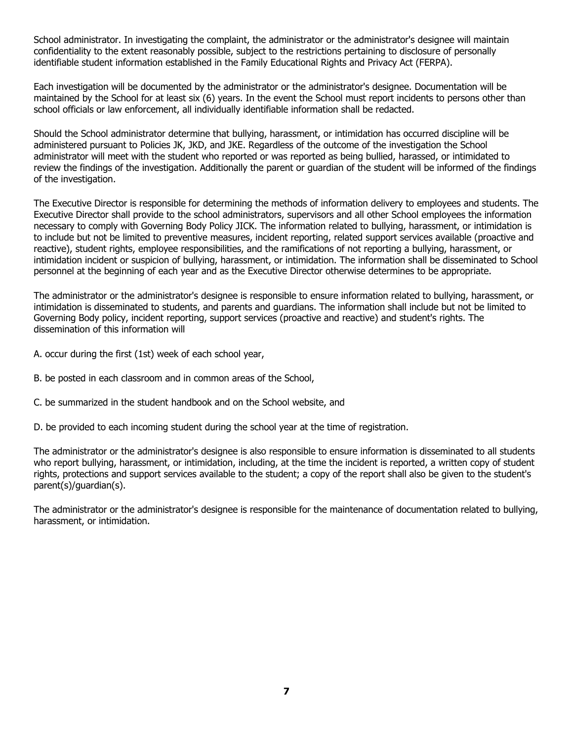School administrator. In investigating the complaint, the administrator or the administrator's designee will maintain confidentiality to the extent reasonably possible, subject to the restrictions pertaining to disclosure of personally identifiable student information established in the Family Educational Rights and Privacy Act (FERPA).

Each investigation will be documented by the administrator or the administrator's designee. Documentation will be maintained by the School for at least six (6) years. In the event the School must report incidents to persons other than school officials or law enforcement, all individually identifiable information shall be redacted.

Should the School administrator determine that bullying, harassment, or intimidation has occurred discipline will be administered pursuant to Policies JK, JKD, and JKE. Regardless of the outcome of the investigation the School administrator will meet with the student who reported or was reported as being bullied, harassed, or intimidated to review the findings of the investigation. Additionally the parent or guardian of the student will be informed of the findings of the investigation.

The Executive Director is responsible for determining the methods of information delivery to employees and students. The Executive Director shall provide to the school administrators, supervisors and all other School employees the information necessary to comply with Governing Body Policy JICK. The information related to bullying, harassment, or intimidation is to include but not be limited to preventive measures, incident reporting, related support services available (proactive and reactive), student rights, employee responsibilities, and the ramifications of not reporting a bullying, harassment, or intimidation incident or suspicion of bullying, harassment, or intimidation. The information shall be disseminated to School personnel at the beginning of each year and as the Executive Director otherwise determines to be appropriate.

The administrator or the administrator's designee is responsible to ensure information related to bullying, harassment, or intimidation is disseminated to students, and parents and guardians. The information shall include but not be limited to Governing Body policy, incident reporting, support services (proactive and reactive) and student's rights. The dissemination of this information will

A. occur during the first (1st) week of each school year,

B. be posted in each classroom and in common areas of the School,

C. be summarized in the student handbook and on the School website, and

D. be provided to each incoming student during the school year at the time of registration.

The administrator or the administrator's designee is also responsible to ensure information is disseminated to all students who report bullying, harassment, or intimidation, including, at the time the incident is reported, a written copy of student rights, protections and support services available to the student; a copy of the report shall also be given to the student's parent(s)/guardian(s).

The administrator or the administrator's designee is responsible for the maintenance of documentation related to bullying, harassment, or intimidation.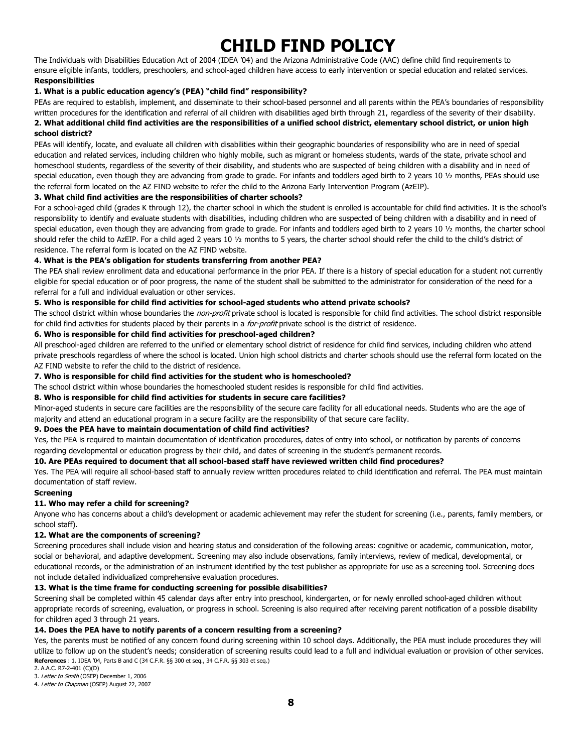# CHILD FIND POLICY

The Individuals with Disabilities Education Act of 2004 (IDEA '04) and the Arizona Administrative Code (AAC) define child find requirements to ensure eligible infants, toddlers, preschoolers, and school-aged children have access to early intervention or special education and related services.

**Responsibilities**

**1. What is a public education agency's (PEA) "child find" responsibility?**

PEAs are required to establish, implement, and disseminate to their school-based personnel and all parents within the PEA's boundaries of responsibility written procedures for the identification and referral of all children with disabilities aged birth through 21, regardless of the severity of their disability.

**2. What additional child find activities are the responsibilities of a unified school district, elementary school district, or union high school district?**

PEAs will identify, locate, and evaluate all children with disabilities within their geographic boundaries of responsibility who are in need of special education and related services, including children who highly mobile, such as migrant or homeless students, wards of the state, private school and homeschool students, regardless of the severity of their disability, and students who are suspected of being children with a disability and in need of special education, even though they are advancing from grade to grade. For infants and toddlers aged birth to 2 years 10 ½ months, PEAs should use the referral form located on the AZ FIND website to refer the child to the Arizona Early Intervention Program (AzEIP).

**3. What child find activities are the responsibilities of charter schools?**

For a school-aged child (grades K through 12), the charter school in which the student is enrolled is accountable for child find activities. It is the school's responsibility to identify and evaluate students with disabilities, including children who are suspected of being children with a disability and in need of special education, even though they are advancing from grade to grade. For infants and toddlers aged birth to 2 years 10 ½ months, the charter school should refer the child to AzEIP. For a child aged 2 years 10 ½ months to 5 years, the charter school should refer the child to the child's district of residence. The referral form is located on the AZ FIND website.

**4. What is the PEA's obligation for students transferring from another PEA?**

The PEA shall review enrollment data and educational performance in the prior PEA. If there is a history of special education for a student not currently eligible for special education or of poor progress, the name of the student shall be submitted to the administrator for consideration of the need for a referral for a full and individual evaluation or other services.

**5. Who is responsible for child find activities for school-aged students who attend private schools?**

The school district within whose boundaries the *non-profit* private school is located is responsible for child find activities. The school district responsible for child find activities for students placed by their parents in a *for-profit* private school is the district of residence.

**6. Who is responsible for child find activities for preschool-aged children?**

All preschool-aged children are referred to the unified or elementary school district of residence for child find services, including children who attend private preschools regardless of where the school is located. Union high school districts and charter schools should use the referral form located on the AZ FIND website to refer the child to the district of residence.

**7. Who is responsible for child find activities for the student who is homeschooled?**

The school district within whose boundaries the homeschooled student resides is responsible for child find activities.

**8. Who is responsible for child find activities for students in secure care facilities?**

Minor-aged students in secure care facilities are the responsibility of the secure care facility for all educational needs. Students who are the age of majority and attend an educational program in a secure facility are the responsibility of that secure care facility.

**9. Does the PEA have to maintain documentation of child find activities?**

Yes, the PEA is required to maintain documentation of identification procedures, dates of entry into school, or notification by parents of concerns regarding developmental or education progress by their child, and dates of screening in the student's permanent records.

**10. Are PEAs required to document that all school-based staff have reviewed written child find procedures?**

Yes. The PEA will require all school-based staff to annually review written procedures related to child identification and referral. The PEA must maintain documentation of staff review.

**Screening**

**11. Who may refer a child for screening?**

Anyone who has concerns about a child's development or academic achievement may refer the student for screening (i.e., parents, family members, or school staff).

**12. What are the components of screening?**

Screening procedures shall include vision and hearing status and consideration of the following areas: cognitive or academic, communication, motor, social or behavioral, and adaptive development. Screening may also include observations, family interviews, review of medical, developmental, or educational records, or the administration of an instrument identified by the test publisher as appropriate for use as a screening tool. Screening does not include detailed individualized comprehensive evaluation procedures.

**13. What is the time frame for conducting screening for possible disabilities?**

Screening shall be completed within 45 calendar days after entry into preschool, kindergarten, or for newly enrolled school-aged children without appropriate records of screening, evaluation, or progress in school. Screening is also required after receiving parent notification of a possible disability for children aged 3 through 21 years.

**14. Does the PEA have to notify parents of a concern resulting from a screening?**

Yes, the parents must be notified of any concern found during screening within 10 school days. Additionally, the PEA must include procedures they will utilize to follow up on the student's needs; consideration of screening results could lead to a full and individual evaluation or provision of other services.

**References** : 1. IDEA '04, Parts B and C (34 C.F.R. §§ 300 et seq., 34 C.F.R. §§ 303 et seq.)

2. A.A.C. R7-2-401 (C)(D)

3. *Letter to Smith* (OSEP) December 1, 2006

4. *Letter to Chapman* (OSEP) August 22, 2007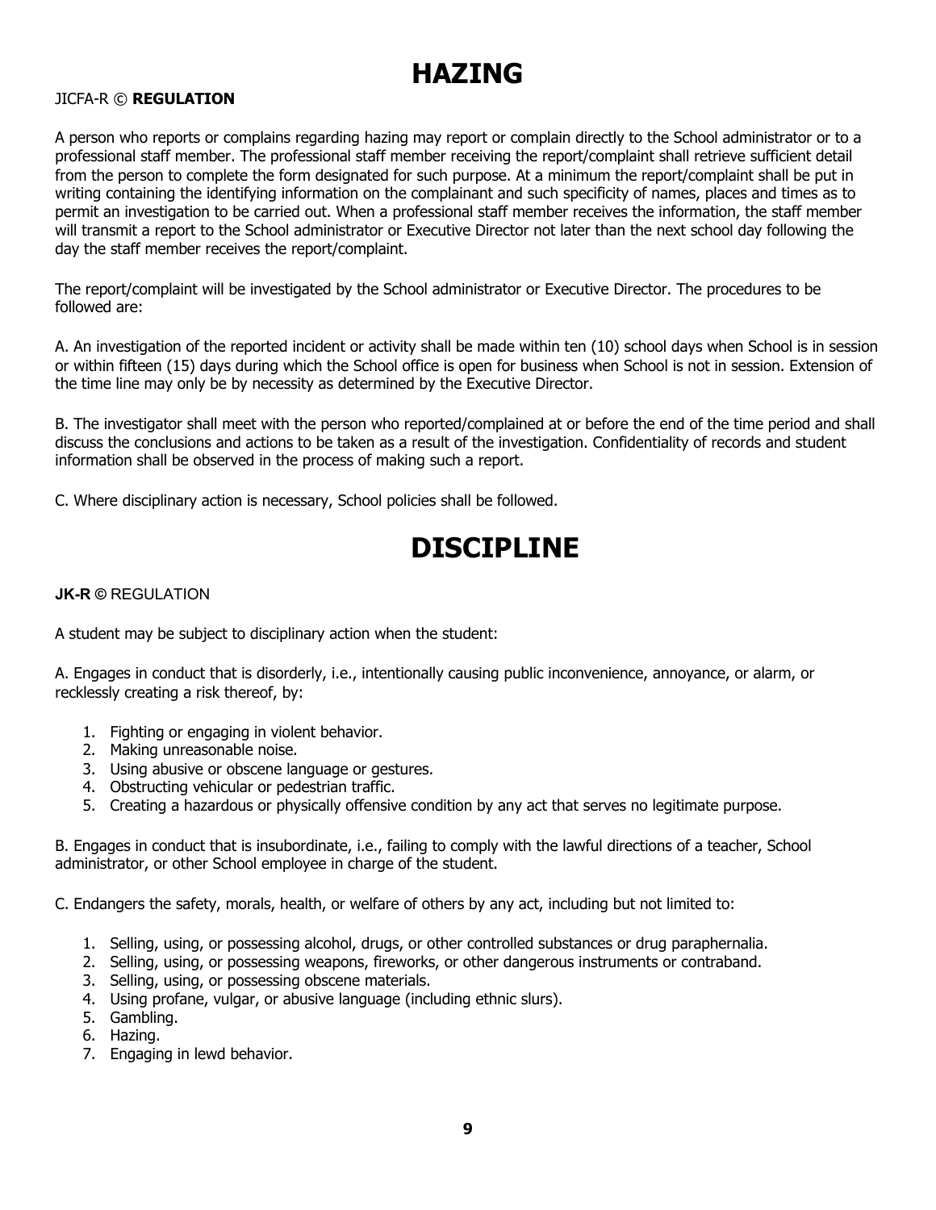# HAZING

JICFA-R © **REGULATION**

A person who reports or complains regarding hazing may report or complain directly to the School administrator or to a professional staff member. The professional staff member receiving the report/complaint shall retrieve sufficient detail from the person to complete the form designated for such purpose. At a minimum the report/complaint shall be put in writing containing the identifying information on the complainant and such specificity of names, places and times as to permit an investigation to be carried out. When a professional staff member receives the information, the staff member will transmit a report to the School administrator or Executive Director not later than the next school day following the day the staff member receives the report/complaint.

The report/complaint will be investigated by the School administrator or Executive Director. The procedures to be followed are:

A. An investigation of the reported incident or activity shall be made within ten (10) school days when School is in session or within fifteen (15) days during which the School office is open for business when School is not in session. Extension of the time line may only be by necessity as determined by the Executive Director.

B. The investigator shall meet with the person who reported/complained at or before the end of the time period and shall discuss the conclusions and actions to be taken as a result of the investigation. Confidentiality of records and student information shall be observed in the process of making such a report.

C. Where disciplinary action is necessary, School policies shall be followed.

# DISCIPLINE

**JK-R ©** REGULATION

A student may be subject to disciplinary action when the student:

A. Engages in conduct that is disorderly, i.e., intentionally causing public inconvenience, annoyance, or alarm, or recklessly creating a risk thereof, by:

1. Fighting or engaging in violent behavior.
2. Making unreasonable noise.
3. Using abusive or obscene language or gestures.
4. Obstructing vehicular or pedestrian traffic.
5. Creating a hazardous or physically offensive condition by any act that serves no legitimate purpose.

B. Engages in conduct that is insubordinate, i.e., failing to comply with the lawful directions of a teacher, School administrator, or other School employee in charge of the student.

C. Endangers the safety, morals, health, or welfare of others by any act, including but not limited to:

1. Selling, using, or possessing alcohol, drugs, or other controlled substances or drug paraphernalia.
2. Selling, using, or possessing weapons, fireworks, or other dangerous instruments or contraband.
3. Selling, using, or possessing obscene materials.
4. Using profane, vulgar, or abusive language (including ethnic slurs).
5. Gambling.
6. Hazing.
7. Engaging in lewd behavior.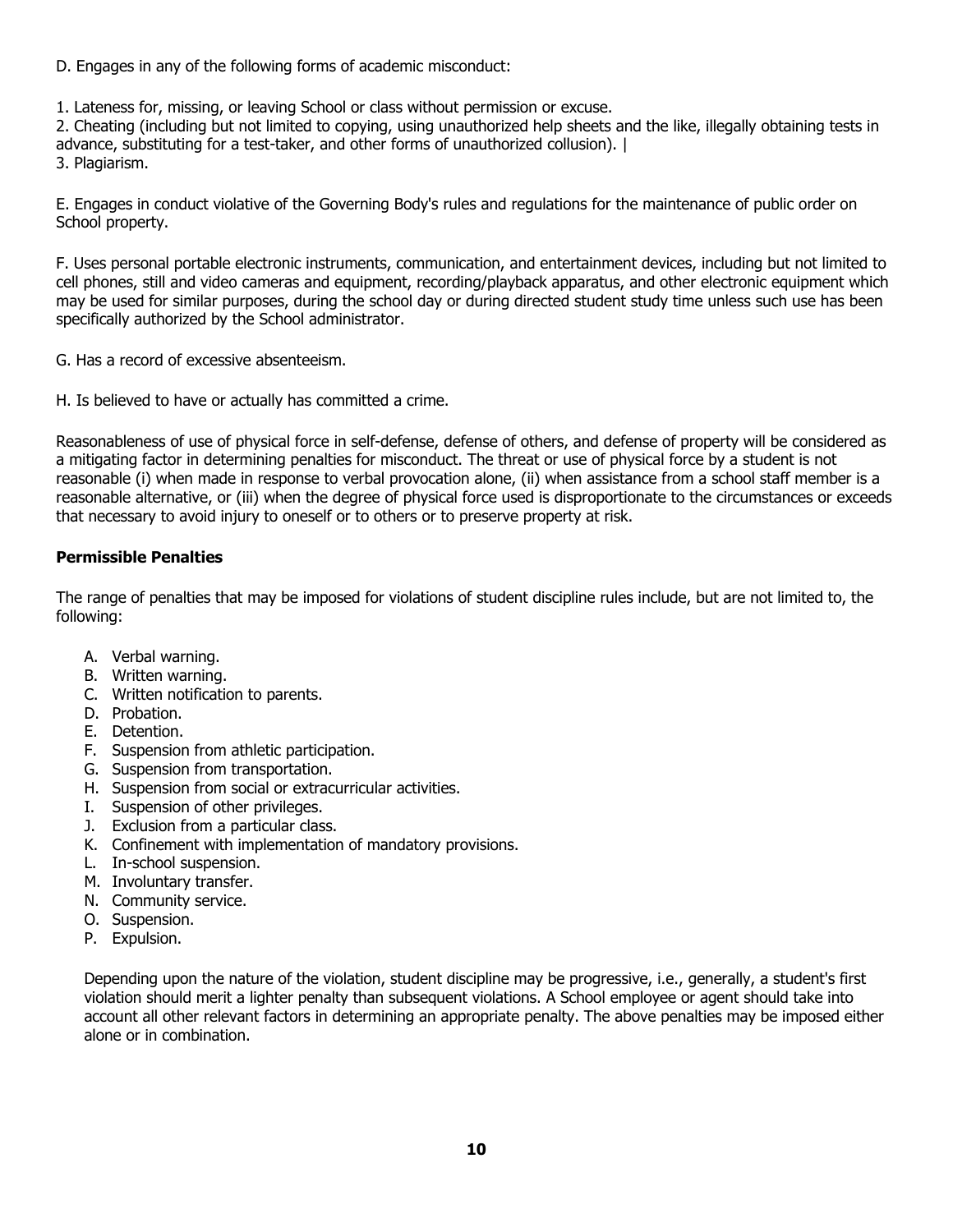D. Engages in any of the following forms of academic misconduct:

1. Lateness for, missing, or leaving School or class without permission or excuse.
2. Cheating (including but not limited to copying, using unauthorized help sheets and the like, illegally obtaining tests in advance, substituting for a test-taker, and other forms of unauthorized collusion). |
3. Plagiarism.

E. Engages in conduct violative of the Governing Body's rules and regulations for the maintenance of public order on School property.

F. Uses personal portable electronic instruments, communication, and entertainment devices, including but not limited to cell phones, still and video cameras and equipment, recording/playback apparatus, and other electronic equipment which may be used for similar purposes, during the school day or during directed student study time unless such use has been specifically authorized by the School administrator.

G. Has a record of excessive absenteeism.

H. Is believed to have or actually has committed a crime.

Reasonableness of use of physical force in self-defense, defense of others, and defense of property will be considered as a mitigating factor in determining penalties for misconduct. The threat or use of physical force by a student is not reasonable (i) when made in response to verbal provocation alone, (ii) when assistance from a school staff member is a reasonable alternative, or (iii) when the degree of physical force used is disproportionate to the circumstances or exceeds that necessary to avoid injury to oneself or to others or to preserve property at risk.

**Permissible Penalties**

The range of penalties that may be imposed for violations of student discipline rules include, but are not limited to, the following:

A. Verbal warning.
B. Written warning.
C. Written notification to parents.
D. Probation.
E. Detention.
F. Suspension from athletic participation.
G. Suspension from transportation.
H. Suspension from social or extracurricular activities.
I. Suspension of other privileges.
J. Exclusion from a particular class.
K. Confinement with implementation of mandatory provisions.
L. In-school suspension.
M. Involuntary transfer.
N. Community service.
O. Suspension.
P. Expulsion.

Depending upon the nature of the violation, student discipline may be progressive, i.e., generally, a student's first violation should merit a lighter penalty than subsequent violations. A School employee or agent should take into account all other relevant factors in determining an appropriate penalty. The above penalties may be imposed either alone or in combination.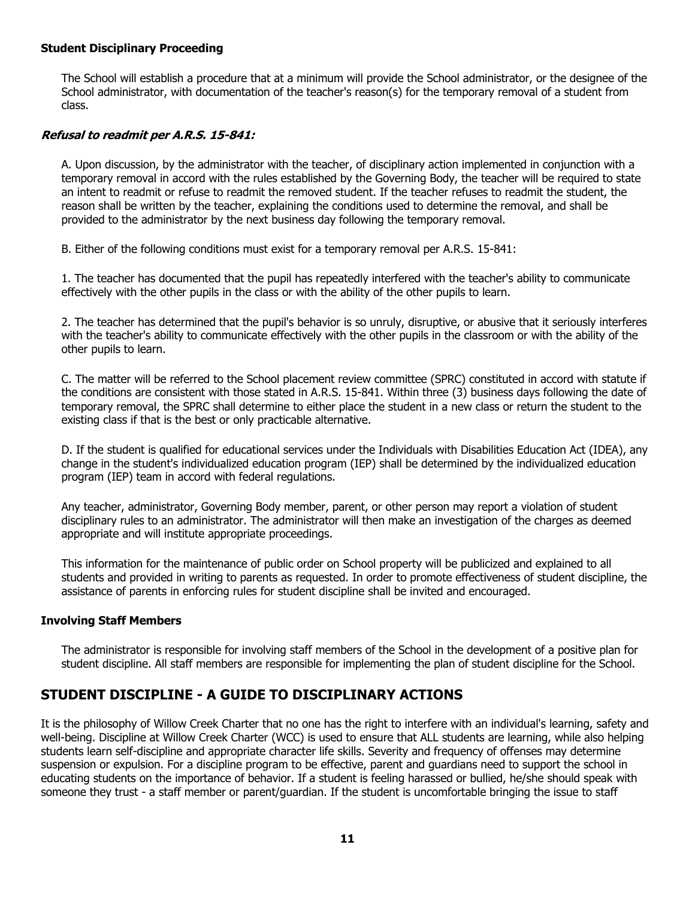**Student Disciplinary Proceeding**

The School will establish a procedure that at a minimum will provide the School administrator, or the designee of the School administrator, with documentation of the teacher's reason(s) for the temporary removal of a student from class.

***Refusal to readmit per A.R.S. 15-841:***

A. Upon discussion, by the administrator with the teacher, of disciplinary action implemented in conjunction with a temporary removal in accord with the rules established by the Governing Body, the teacher will be required to state an intent to readmit or refuse to readmit the removed student. If the teacher refuses to readmit the student, the reason shall be written by the teacher, explaining the conditions used to determine the removal, and shall be provided to the administrator by the next business day following the temporary removal.

B. Either of the following conditions must exist for a temporary removal per A.R.S. 15-841:

1. The teacher has documented that the pupil has repeatedly interfered with the teacher's ability to communicate effectively with the other pupils in the class or with the ability of the other pupils to learn.

2. The teacher has determined that the pupil's behavior is so unruly, disruptive, or abusive that it seriously interferes with the teacher's ability to communicate effectively with the other pupils in the classroom or with the ability of the other pupils to learn.

C. The matter will be referred to the School placement review committee (SPRC) constituted in accord with statute if the conditions are consistent with those stated in A.R.S. 15-841. Within three (3) business days following the date of temporary removal, the SPRC shall determine to either place the student in a new class or return the student to the existing class if that is the best or only practicable alternative.

D. If the student is qualified for educational services under the Individuals with Disabilities Education Act (IDEA), any change in the student's individualized education program (IEP) shall be determined by the individualized education program (IEP) team in accord with federal regulations.

Any teacher, administrator, Governing Body member, parent, or other person may report a violation of student disciplinary rules to an administrator. The administrator will then make an investigation of the charges as deemed appropriate and will institute appropriate proceedings.

This information for the maintenance of public order on School property will be publicized and explained to all students and provided in writing to parents as requested. In order to promote effectiveness of student discipline, the assistance of parents in enforcing rules for student discipline shall be invited and encouraged.

**Involving Staff Members**

The administrator is responsible for involving staff members of the School in the development of a positive plan for student discipline. All staff members are responsible for implementing the plan of student discipline for the School.

## STUDENT DISCIPLINE - A GUIDE TO DISCIPLINARY ACTIONS

It is the philosophy of Willow Creek Charter that no one has the right to interfere with an individual's learning, safety and well-being. Discipline at Willow Creek Charter (WCC) is used to ensure that ALL students are learning, while also helping students learn self-discipline and appropriate character life skills. Severity and frequency of offenses may determine suspension or expulsion. For a discipline program to be effective, parent and guardians need to support the school in educating students on the importance of behavior. If a student is feeling harassed or bullied, he/she should speak with someone they trust - a staff member or parent/guardian. If the student is uncomfortable bringing the issue to staff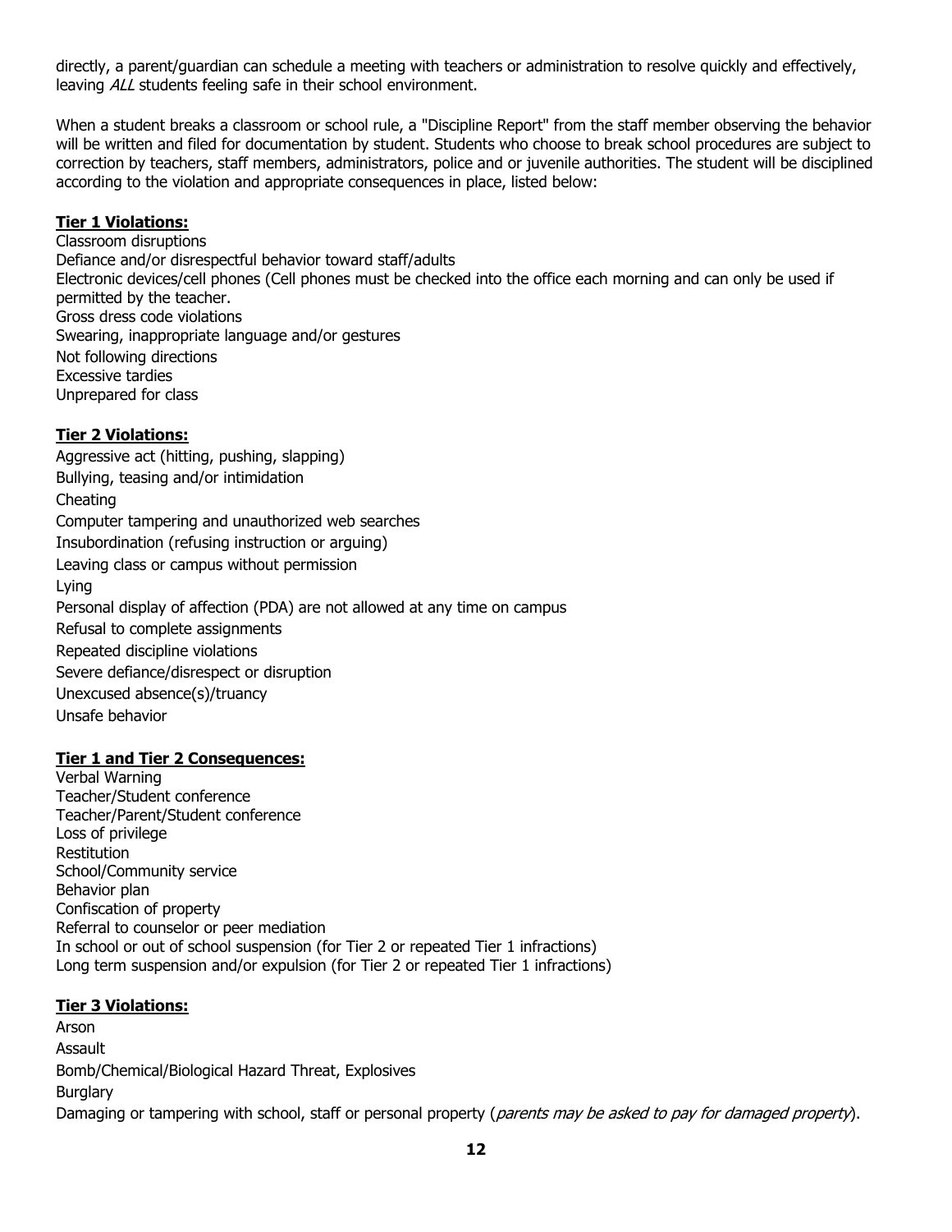directly, a parent/guardian can schedule a meeting with teachers or administration to resolve quickly and effectively, leaving *ALL* students feeling safe in their school environment.

When a student breaks a classroom or school rule, a "Discipline Report" from the staff member observing the behavior will be written and filed for documentation by student. Students who choose to break school procedures are subject to correction by teachers, staff members, administrators, police and or juvenile authorities. The student will be disciplined according to the violation and appropriate consequences in place, listed below:

**Tier 1 Violations:**

Classroom disruptions
Defiance and/or disrespectful behavior toward staff/adults
Electronic devices/cell phones (Cell phones must be checked into the office each morning and can only be used if permitted by the teacher.
Gross dress code violations
Swearing, inappropriate language and/or gestures
Not following directions
Excessive tardies
Unprepared for class

**Tier 2 Violations:**

Aggressive act (hitting, pushing, slapping)
Bullying, teasing and/or intimidation
Cheating
Computer tampering and unauthorized web searches
Insubordination (refusing instruction or arguing)
Leaving class or campus without permission
Lying
Personal display of affection (PDA) are not allowed at any time on campus
Refusal to complete assignments
Repeated discipline violations
Severe defiance/disrespect or disruption
Unexcused absence(s)/truancy
Unsafe behavior

**Tier 1 and Tier 2 Consequences:**

Verbal Warning
Teacher/Student conference
Teacher/Parent/Student conference
Loss of privilege
Restitution
School/Community service
Behavior plan
Confiscation of property
Referral to counselor or peer mediation
In school or out of school suspension (for Tier 2 or repeated Tier 1 infractions)
Long term suspension and/or expulsion (for Tier 2 or repeated Tier 1 infractions)

**Tier 3 Violations:**

Arson
Assault
Bomb/Chemical/Biological Hazard Threat, Explosives
Burglary
Damaging or tampering with school, staff or personal property (*parents may be asked to pay for damaged property*).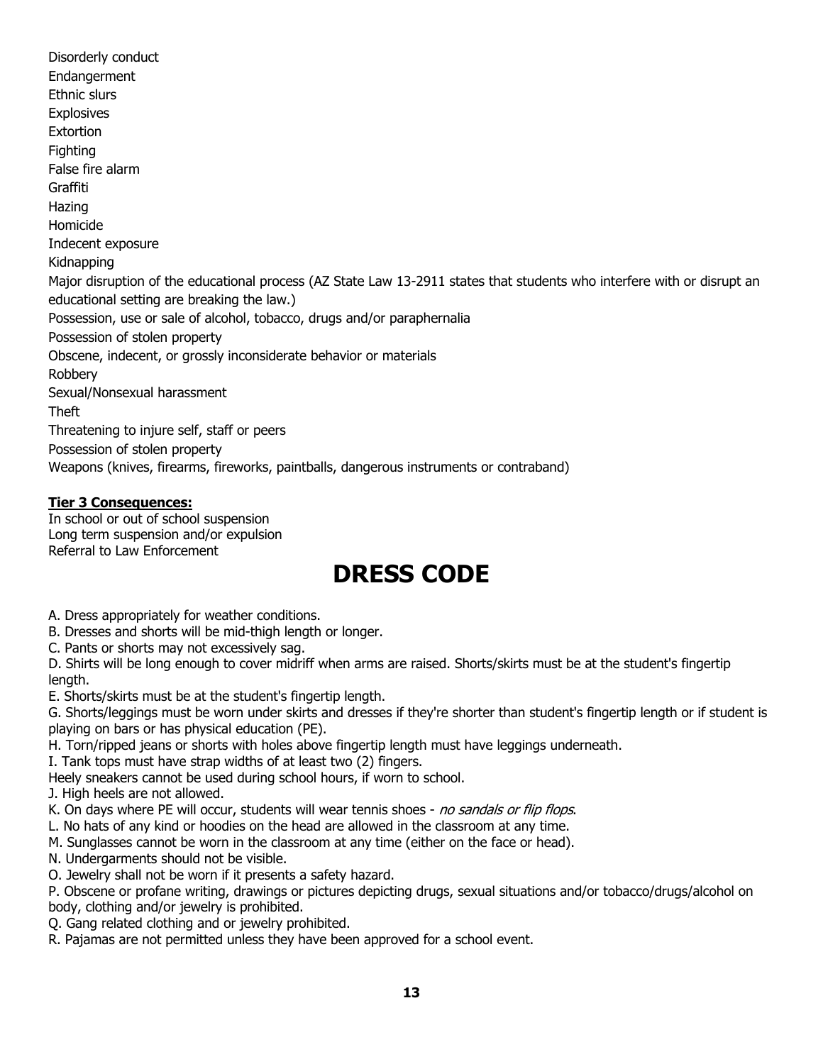Disorderly conduct
Endangerment
Ethnic slurs
Explosives
Extortion
Fighting
False fire alarm
Graffiti
Hazing
Homicide
Indecent exposure
Kidnapping
Major disruption of the educational process (AZ State Law 13-2911 states that students who interfere with or disrupt an educational setting are breaking the law.)
Possession, use or sale of alcohol, tobacco, drugs and/or paraphernalia
Possession of stolen property
Obscene, indecent, or grossly inconsiderate behavior or materials
Robbery
Sexual/Nonsexual harassment
Theft
Threatening to injure self, staff or peers
Possession of stolen property
Weapons (knives, firearms, fireworks, paintballs, dangerous instruments or contraband)

**Tier 3 Consequences:**

In school or out of school suspension
Long term suspension and/or expulsion
Referral to Law Enforcement

# DRESS CODE

A. Dress appropriately for weather conditions.
B. Dresses and shorts will be mid-thigh length or longer.
C. Pants or shorts may not excessively sag.
D. Shirts will be long enough to cover midriff when arms are raised. Shorts/skirts must be at the student's fingertip length.
E. Shorts/skirts must be at the student's fingertip length.
G. Shorts/leggings must be worn under skirts and dresses if they're shorter than student's fingertip length or if student is playing on bars or has physical education (PE).
H. Torn/ripped jeans or shorts with holes above fingertip length must have leggings underneath.
I. Tank tops must have strap widths of at least two (2) fingers.
Heely sneakers cannot be used during school hours, if worn to school.
J. High heels are not allowed.
K. On days where PE will occur, students will wear tennis shoes - *no sandals or flip flops*.
L. No hats of any kind or hoodies on the head are allowed in the classroom at any time.
M. Sunglasses cannot be worn in the classroom at any time (either on the face or head).
N. Undergarments should not be visible.
O. Jewelry shall not be worn if it presents a safety hazard.
P. Obscene or profane writing, drawings or pictures depicting drugs, sexual situations and/or tobacco/drugs/alcohol on body, clothing and/or jewelry is prohibited.
Q. Gang related clothing and or jewelry prohibited.
R. Pajamas are not permitted unless they have been approved for a school event.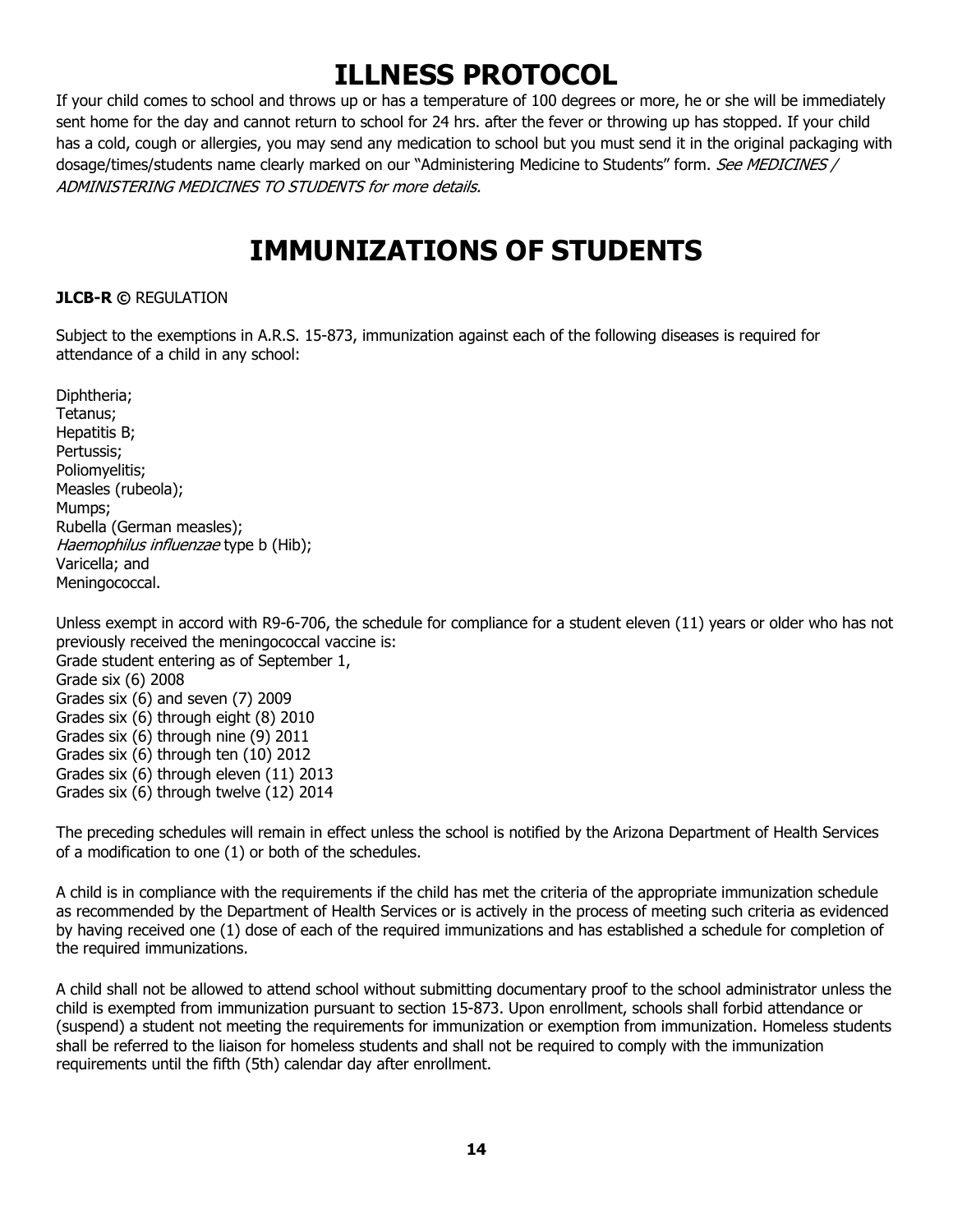# ILLNESS PROTOCOL

If your child comes to school and throws up or has a temperature of 100 degrees or more, he or she will be immediately sent home for the day and cannot return to school for 24 hrs. after the fever or throwing up has stopped. If your child has a cold, cough or allergies, you may send any medication to school but you must send it in the original packaging with dosage/times/students name clearly marked on our "Administering Medicine to Students" form. *See MEDICINES / ADMINISTERING MEDICINES TO STUDENTS for more details.*

# IMMUNIZATIONS OF STUDENTS

**JLCB-R ©** REGULATION

Subject to the exemptions in A.R.S. 15-873, immunization against each of the following diseases is required for attendance of a child in any school:

Diphtheria;
Tetanus;
Hepatitis B;
Pertussis;
Poliomyelitis;
Measles (rubeola);
Mumps;
Rubella (German measles);
*Haemophilus influenzae* type b (Hib);
Varicella; and
Meningococcal.

Unless exempt in accord with R9-6-706, the schedule for compliance for a student eleven (11) years or older who has not previously received the meningococcal vaccine is:
Grade student entering as of September 1,
Grade six (6) 2008
Grades six (6) and seven (7) 2009
Grades six (6) through eight (8) 2010
Grades six (6) through nine (9) 2011
Grades six (6) through ten (10) 2012
Grades six (6) through eleven (11) 2013
Grades six (6) through twelve (12) 2014

The preceding schedules will remain in effect unless the school is notified by the Arizona Department of Health Services of a modification to one (1) or both of the schedules.

A child is in compliance with the requirements if the child has met the criteria of the appropriate immunization schedule as recommended by the Department of Health Services or is actively in the process of meeting such criteria as evidenced by having received one (1) dose of each of the required immunizations and has established a schedule for completion of the required immunizations.

A child shall not be allowed to attend school without submitting documentary proof to the school administrator unless the child is exempted from immunization pursuant to section 15-873. Upon enrollment, schools shall forbid attendance or (suspend) a student not meeting the requirements for immunization or exemption from immunization. Homeless students shall be referred to the liaison for homeless students and shall not be required to comply with the immunization requirements until the fifth (5th) calendar day after enrollment.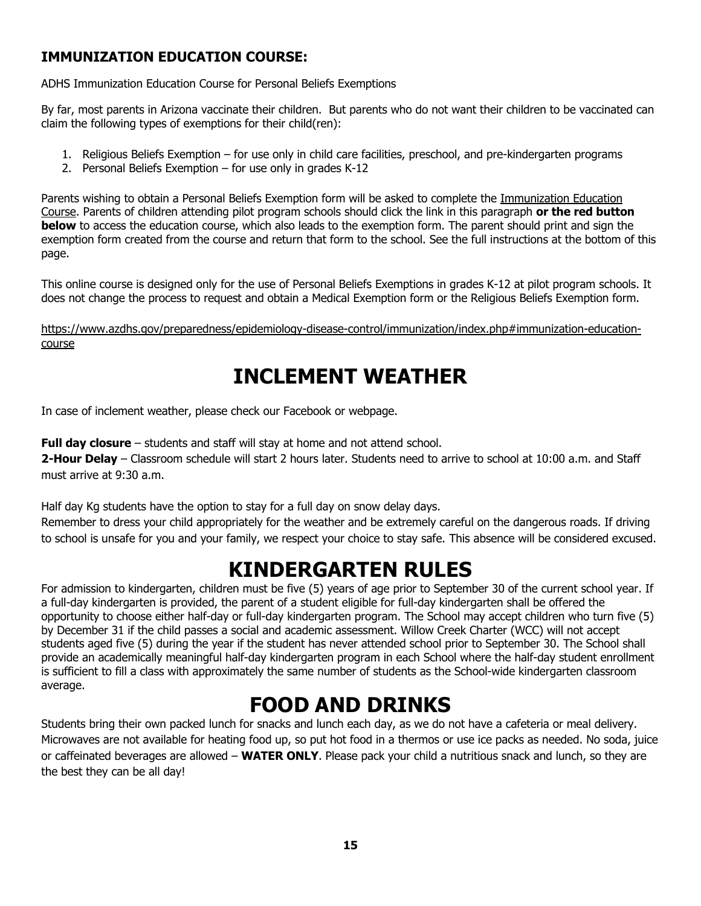### IMMUNIZATION EDUCATION COURSE:

ADHS Immunization Education Course for Personal Beliefs Exemptions

By far, most parents in Arizona vaccinate their children. But parents who do not want their children to be vaccinated can claim the following types of exemptions for their child(ren):

1. Religious Beliefs Exemption – for use only in child care facilities, preschool, and pre-kindergarten programs
2. Personal Beliefs Exemption – for use only in grades K-12

Parents wishing to obtain a Personal Beliefs Exemption form will be asked to complete the Immunization Education Course. Parents of children attending pilot program schools should click the link in this paragraph **or the red button below** to access the education course, which also leads to the exemption form. The parent should print and sign the exemption form created from the course and return that form to the school. See the full instructions at the bottom of this page.

This online course is designed only for the use of Personal Beliefs Exemptions in grades K-12 at pilot program schools. It does not change the process to request and obtain a Medical Exemption form or the Religious Beliefs Exemption form.

https://www.azdhs.gov/preparedness/epidemiology-disease-control/immunization/index.php#immunization-education-course

# INCLEMENT WEATHER

In case of inclement weather, please check our Facebook or webpage.

**Full day closure** – students and staff will stay at home and not attend school.
**2-Hour Delay** – Classroom schedule will start 2 hours later. Students need to arrive to school at 10:00 a.m. and Staff must arrive at 9:30 a.m.

Half day Kg students have the option to stay for a full day on snow delay days.
Remember to dress your child appropriately for the weather and be extremely careful on the dangerous roads. If driving to school is unsafe for you and your family, we respect your choice to stay safe. This absence will be considered excused.

# KINDERGARTEN RULES

For admission to kindergarten, children must be five (5) years of age prior to September 30 of the current school year. If a full-day kindergarten is provided, the parent of a student eligible for full-day kindergarten shall be offered the opportunity to choose either half-day or full-day kindergarten program. The School may accept children who turn five (5) by December 31 if the child passes a social and academic assessment. Willow Creek Charter (WCC) will not accept students aged five (5) during the year if the student has never attended school prior to September 30. The School shall provide an academically meaningful half-day kindergarten program in each School where the half-day student enrollment is sufficient to fill a class with approximately the same number of students as the School-wide kindergarten classroom average.

# FOOD AND DRINKS

Students bring their own packed lunch for snacks and lunch each day, as we do not have a cafeteria or meal delivery. Microwaves are not available for heating food up, so put hot food in a thermos or use ice packs as needed. No soda, juice or caffeinated beverages are allowed – **WATER ONLY**. Please pack your child a nutritious snack and lunch, so they are the best they can be all day!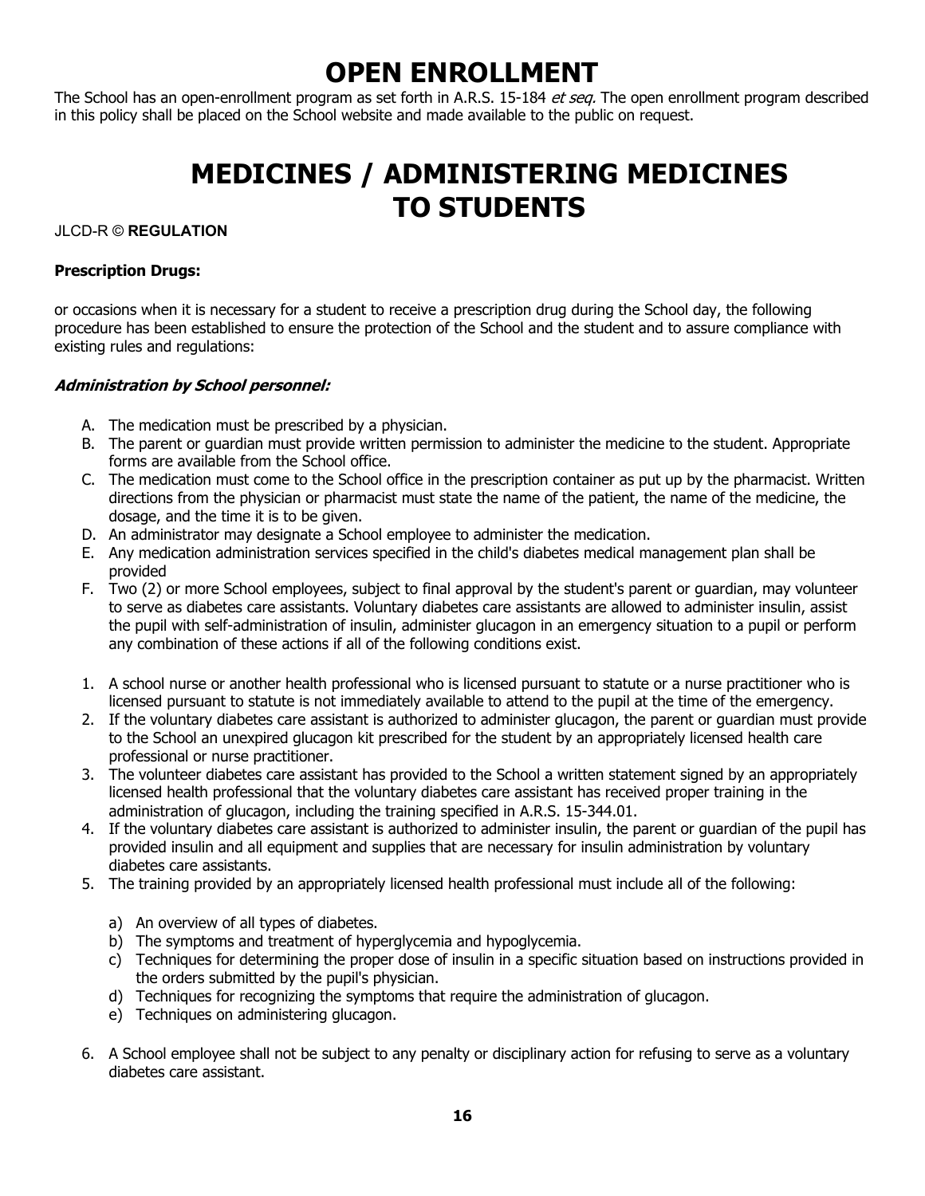# OPEN ENROLLMENT

The School has an open-enrollment program as set forth in A.R.S. 15-184 *et seq.* The open enrollment program described in this policy shall be placed on the School website and made available to the public on request.

# MEDICINES / ADMINISTERING MEDICINES TO STUDENTS

JLCD-R © **REGULATION**

**Prescription Drugs:**

or occasions when it is necessary for a student to receive a prescription drug during the School day, the following procedure has been established to ensure the protection of the School and the student and to assure compliance with existing rules and regulations:

***Administration by School personnel:***

A. The medication must be prescribed by a physician.
B. The parent or guardian must provide written permission to administer the medicine to the student. Appropriate forms are available from the School office.
C. The medication must come to the School office in the prescription container as put up by the pharmacist. Written directions from the physician or pharmacist must state the name of the patient, the name of the medicine, the dosage, and the time it is to be given.
D. An administrator may designate a School employee to administer the medication.
E. Any medication administration services specified in the child's diabetes medical management plan shall be provided
F. Two (2) or more School employees, subject to final approval by the student's parent or guardian, may volunteer to serve as diabetes care assistants. Voluntary diabetes care assistants are allowed to administer insulin, assist the pupil with self-administration of insulin, administer glucagon in an emergency situation to a pupil or perform any combination of these actions if all of the following conditions exist.

1. A school nurse or another health professional who is licensed pursuant to statute or a nurse practitioner who is licensed pursuant to statute is not immediately available to attend to the pupil at the time of the emergency.
2. If the voluntary diabetes care assistant is authorized to administer glucagon, the parent or guardian must provide to the School an unexpired glucagon kit prescribed for the student by an appropriately licensed health care professional or nurse practitioner.
3. The volunteer diabetes care assistant has provided to the School a written statement signed by an appropriately licensed health professional that the voluntary diabetes care assistant has received proper training in the administration of glucagon, including the training specified in A.R.S. 15-344.01.
4. If the voluntary diabetes care assistant is authorized to administer insulin, the parent or guardian of the pupil has provided insulin and all equipment and supplies that are necessary for insulin administration by voluntary diabetes care assistants.
5. The training provided by an appropriately licensed health professional must include all of the following:
    a) An overview of all types of diabetes.
    b) The symptoms and treatment of hyperglycemia and hypoglycemia.
    c) Techniques for determining the proper dose of insulin in a specific situation based on instructions provided in the orders submitted by the pupil's physician.
    d) Techniques for recognizing the symptoms that require the administration of glucagon.
    e) Techniques on administering glucagon.
6. A School employee shall not be subject to any penalty or disciplinary action for refusing to serve as a voluntary diabetes care assistant.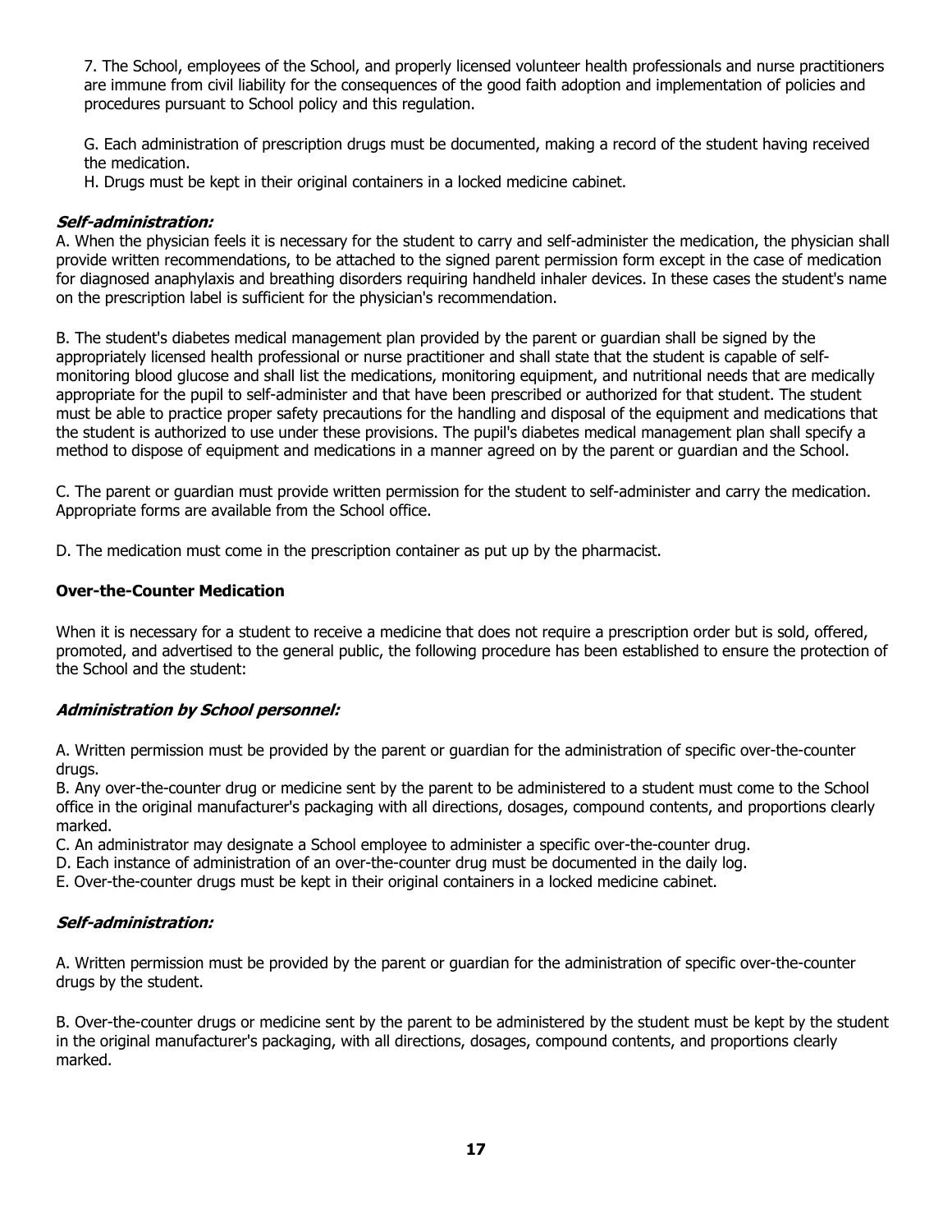7. The School, employees of the School, and properly licensed volunteer health professionals and nurse practitioners are immune from civil liability for the consequences of the good faith adoption and implementation of policies and procedures pursuant to School policy and this regulation.

G. Each administration of prescription drugs must be documented, making a record of the student having received the medication.
H. Drugs must be kept in their original containers in a locked medicine cabinet.

***Self-administration:***

A. When the physician feels it is necessary for the student to carry and self-administer the medication, the physician shall provide written recommendations, to be attached to the signed parent permission form except in the case of medication for diagnosed anaphylaxis and breathing disorders requiring handheld inhaler devices. In these cases the student's name on the prescription label is sufficient for the physician's recommendation.

B. The student's diabetes medical management plan provided by the parent or guardian shall be signed by the appropriately licensed health professional or nurse practitioner and shall state that the student is capable of self-monitoring blood glucose and shall list the medications, monitoring equipment, and nutritional needs that are medically appropriate for the pupil to self-administer and that have been prescribed or authorized for that student. The student must be able to practice proper safety precautions for the handling and disposal of the equipment and medications that the student is authorized to use under these provisions. The pupil's diabetes medical management plan shall specify a method to dispose of equipment and medications in a manner agreed on by the parent or guardian and the School.

C. The parent or guardian must provide written permission for the student to self-administer and carry the medication. Appropriate forms are available from the School office.

D. The medication must come in the prescription container as put up by the pharmacist.

**Over-the-Counter Medication**

When it is necessary for a student to receive a medicine that does not require a prescription order but is sold, offered, promoted, and advertised to the general public, the following procedure has been established to ensure the protection of the School and the student:

***Administration by School personnel:***

A. Written permission must be provided by the parent or guardian for the administration of specific over-the-counter drugs.
B. Any over-the-counter drug or medicine sent by the parent to be administered to a student must come to the School office in the original manufacturer's packaging with all directions, dosages, compound contents, and proportions clearly marked.
C. An administrator may designate a School employee to administer a specific over-the-counter drug.
D. Each instance of administration of an over-the-counter drug must be documented in the daily log.
E. Over-the-counter drugs must be kept in their original containers in a locked medicine cabinet.

***Self-administration:***

A. Written permission must be provided by the parent or guardian for the administration of specific over-the-counter drugs by the student.

B. Over-the-counter drugs or medicine sent by the parent to be administered by the student must be kept by the student in the original manufacturer's packaging, with all directions, dosages, compound contents, and proportions clearly marked.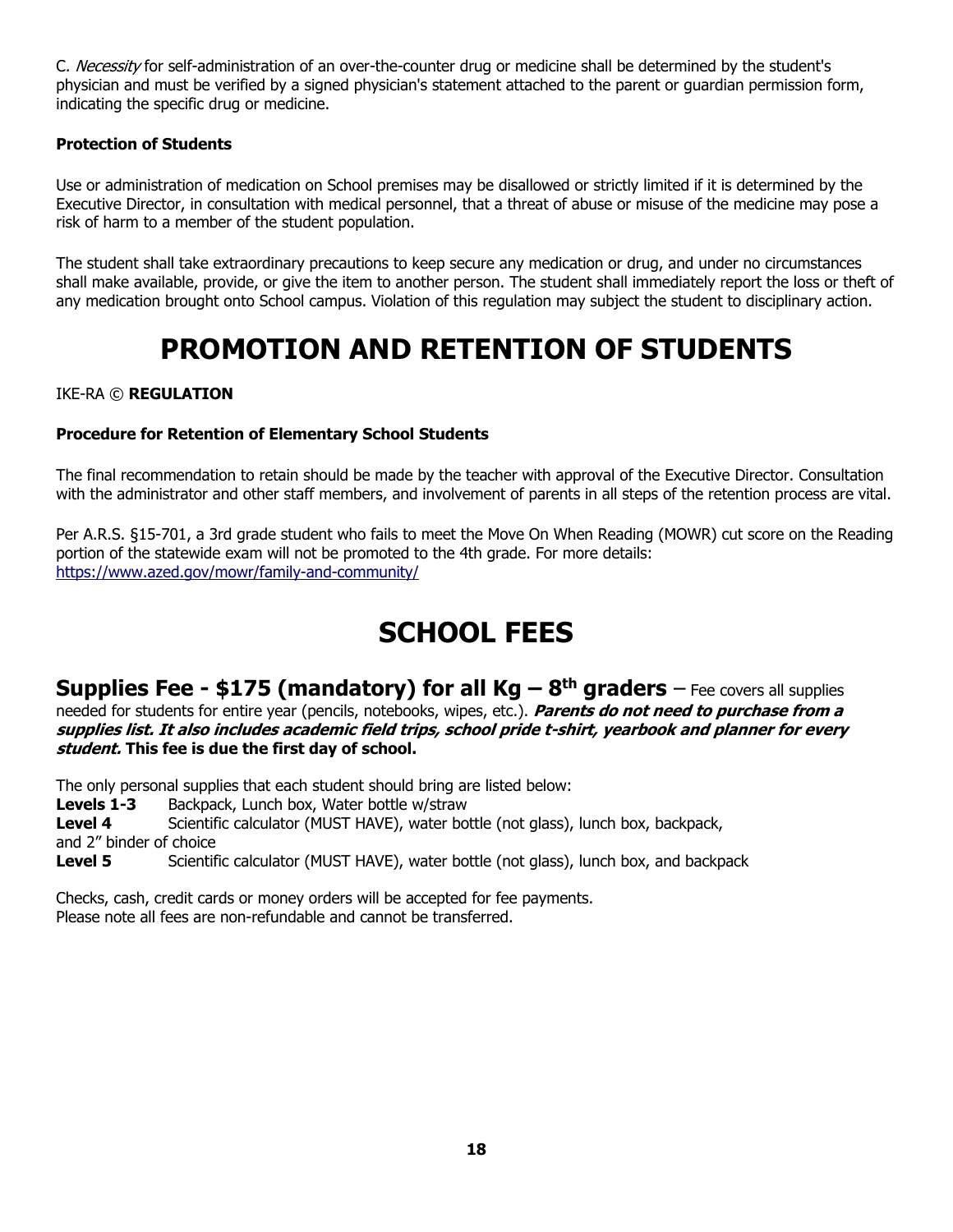C. *Necessity* for self-administration of an over-the-counter drug or medicine shall be determined by the student's physician and must be verified by a signed physician's statement attached to the parent or guardian permission form, indicating the specific drug or medicine.

**Protection of Students**

Use or administration of medication on School premises may be disallowed or strictly limited if it is determined by the Executive Director, in consultation with medical personnel, that a threat of abuse or misuse of the medicine may pose a risk of harm to a member of the student population.

The student shall take extraordinary precautions to keep secure any medication or drug, and under no circumstances shall make available, provide, or give the item to another person. The student shall immediately report the loss or theft of any medication brought onto School campus. Violation of this regulation may subject the student to disciplinary action.

# PROMOTION AND RETENTION OF STUDENTS

IKE-RA © **REGULATION**

**Procedure for Retention of Elementary School Students**

The final recommendation to retain should be made by the teacher with approval of the Executive Director. Consultation with the administrator and other staff members, and involvement of parents in all steps of the retention process are vital.

Per A.R.S. §15-701, a 3rd grade student who fails to meet the Move On When Reading (MOWR) cut score on the Reading portion of the statewide exam will not be promoted to the 4th grade. For more details: https://www.azed.gov/mowr/family-and-community/

# SCHOOL FEES

**Supplies Fee - $175 (mandatory) for all Kg – 8th graders** – Fee covers all supplies needed for students for entire year (pencils, notebooks, wipes, etc.). ***Parents do not need to purchase from a supplies list. It also includes academic field trips, school pride t-shirt, yearbook and planner for every student.*** **This fee is due the first day of school.**

The only personal supplies that each student should bring are listed below:

**Levels 1-3** Backpack, Lunch box, Water bottle w/straw

**Level 4** Scientific calculator (MUST HAVE), water bottle (not glass), lunch box, backpack, and 2" binder of choice

**Level 5** Scientific calculator (MUST HAVE), water bottle (not glass), lunch box, and backpack

Checks, cash, credit cards or money orders will be accepted for fee payments.
Please note all fees are non-refundable and cannot be transferred.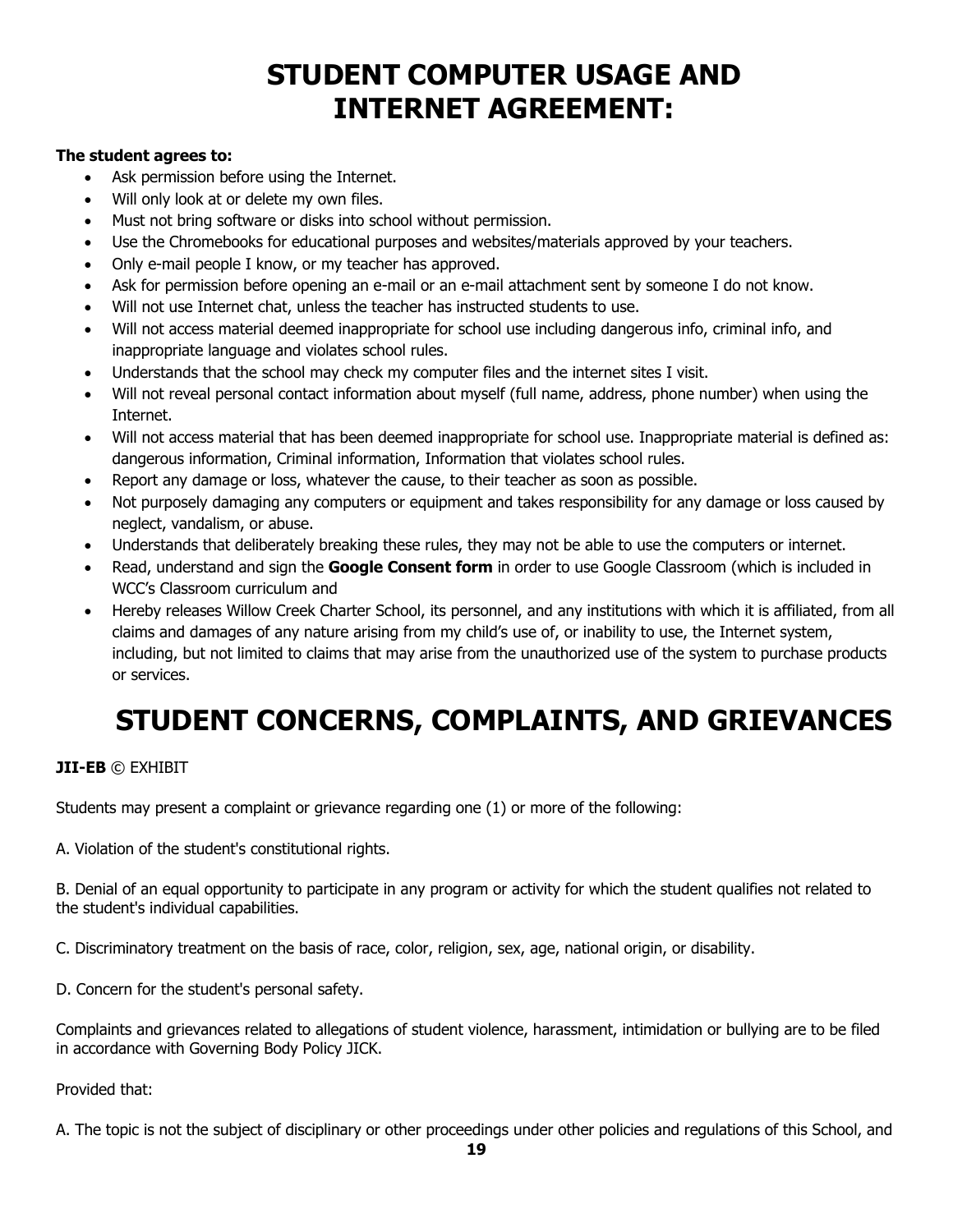# STUDENT COMPUTER USAGE AND INTERNET AGREEMENT:

**The student agrees to:**

- Ask permission before using the Internet.
- Will only look at or delete my own files.
- Must not bring software or disks into school without permission.
- Use the Chromebooks for educational purposes and websites/materials approved by your teachers.
- Only e-mail people I know, or my teacher has approved.
- Ask for permission before opening an e-mail or an e-mail attachment sent by someone I do not know.
- Will not use Internet chat, unless the teacher has instructed students to use.
- Will not access material deemed inappropriate for school use including dangerous info, criminal info, and inappropriate language and violates school rules.
- Understands that the school may check my computer files and the internet sites I visit.
- Will not reveal personal contact information about myself (full name, address, phone number) when using the Internet.
- Will not access material that has been deemed inappropriate for school use. Inappropriate material is defined as: dangerous information, Criminal information, Information that violates school rules.
- Report any damage or loss, whatever the cause, to their teacher as soon as possible.
- Not purposely damaging any computers or equipment and takes responsibility for any damage or loss caused by neglect, vandalism, or abuse.
- Understands that deliberately breaking these rules, they may not be able to use the computers or internet.
- Read, understand and sign the **Google Consent form** in order to use Google Classroom (which is included in WCC's Classroom curriculum and
- Hereby releases Willow Creek Charter School, its personnel, and any institutions with which it is affiliated, from all claims and damages of any nature arising from my child's use of, or inability to use, the Internet system, including, but not limited to claims that may arise from the unauthorized use of the system to purchase products or services.

# STUDENT CONCERNS, COMPLAINTS, AND GRIEVANCES

**JII-EB** © EXHIBIT

Students may present a complaint or grievance regarding one (1) or more of the following:

A. Violation of the student's constitutional rights.

B. Denial of an equal opportunity to participate in any program or activity for which the student qualifies not related to the student's individual capabilities.

C. Discriminatory treatment on the basis of race, color, religion, sex, age, national origin, or disability.

D. Concern for the student's personal safety.

Complaints and grievances related to allegations of student violence, harassment, intimidation or bullying are to be filed in accordance with Governing Body Policy JICK.

Provided that:

A. The topic is not the subject of disciplinary or other proceedings under other policies and regulations of this School, and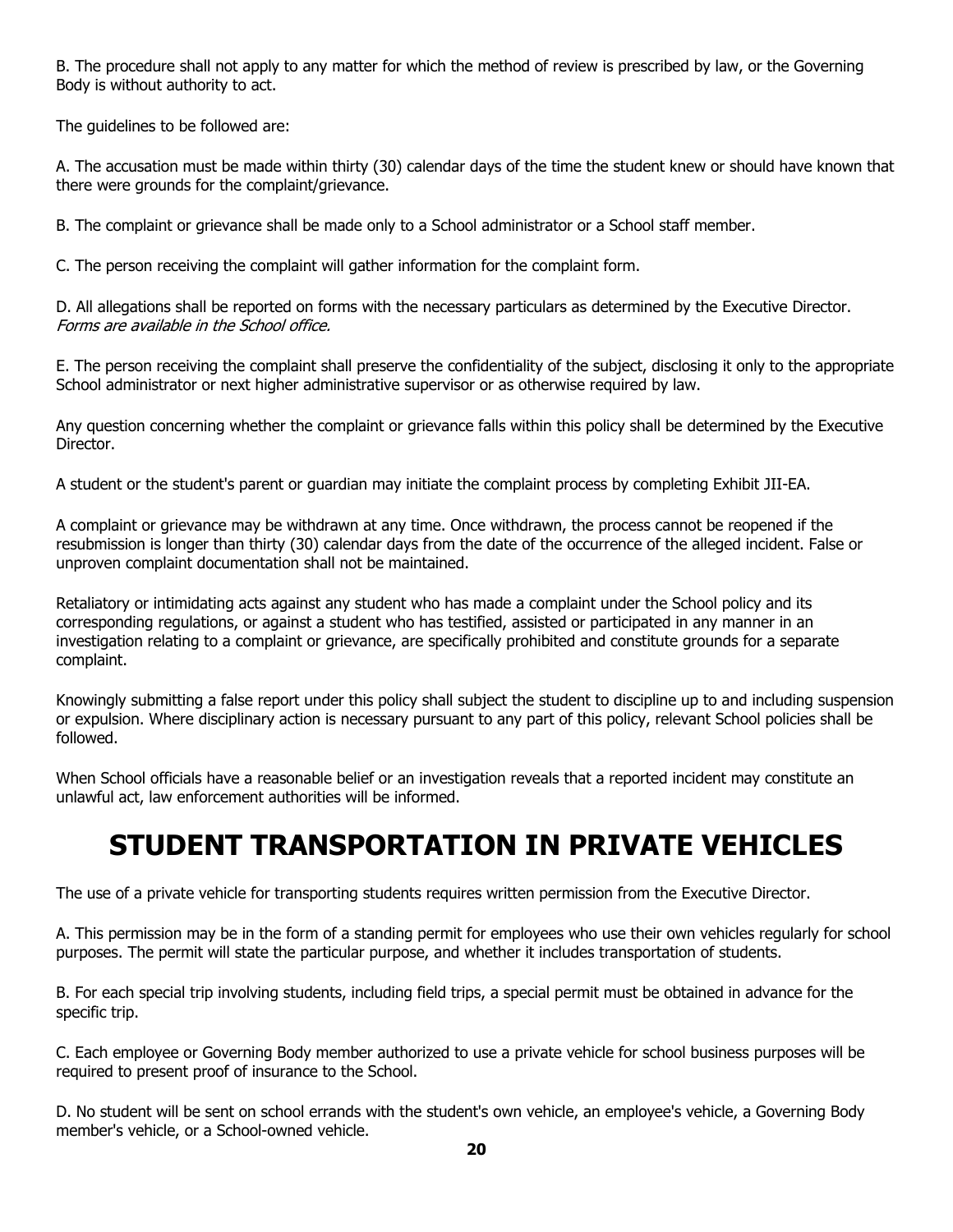B. The procedure shall not apply to any matter for which the method of review is prescribed by law, or the Governing Body is without authority to act.

The guidelines to be followed are:

A. The accusation must be made within thirty (30) calendar days of the time the student knew or should have known that there were grounds for the complaint/grievance.

B. The complaint or grievance shall be made only to a School administrator or a School staff member.

C. The person receiving the complaint will gather information for the complaint form.

D. All allegations shall be reported on forms with the necessary particulars as determined by the Executive Director. *Forms are available in the School office.*

E. The person receiving the complaint shall preserve the confidentiality of the subject, disclosing it only to the appropriate School administrator or next higher administrative supervisor or as otherwise required by law.

Any question concerning whether the complaint or grievance falls within this policy shall be determined by the Executive Director.

A student or the student's parent or guardian may initiate the complaint process by completing Exhibit JII-EA.

A complaint or grievance may be withdrawn at any time. Once withdrawn, the process cannot be reopened if the resubmission is longer than thirty (30) calendar days from the date of the occurrence of the alleged incident. False or unproven complaint documentation shall not be maintained.

Retaliatory or intimidating acts against any student who has made a complaint under the School policy and its corresponding regulations, or against a student who has testified, assisted or participated in any manner in an investigation relating to a complaint or grievance, are specifically prohibited and constitute grounds for a separate complaint.

Knowingly submitting a false report under this policy shall subject the student to discipline up to and including suspension or expulsion. Where disciplinary action is necessary pursuant to any part of this policy, relevant School policies shall be followed.

When School officials have a reasonable belief or an investigation reveals that a reported incident may constitute an unlawful act, law enforcement authorities will be informed.

# STUDENT TRANSPORTATION IN PRIVATE VEHICLES

The use of a private vehicle for transporting students requires written permission from the Executive Director.

A. This permission may be in the form of a standing permit for employees who use their own vehicles regularly for school purposes. The permit will state the particular purpose, and whether it includes transportation of students.

B. For each special trip involving students, including field trips, a special permit must be obtained in advance for the specific trip.

C. Each employee or Governing Body member authorized to use a private vehicle for school business purposes will be required to present proof of insurance to the School.

D. No student will be sent on school errands with the student's own vehicle, an employee's vehicle, a Governing Body member's vehicle, or a School-owned vehicle.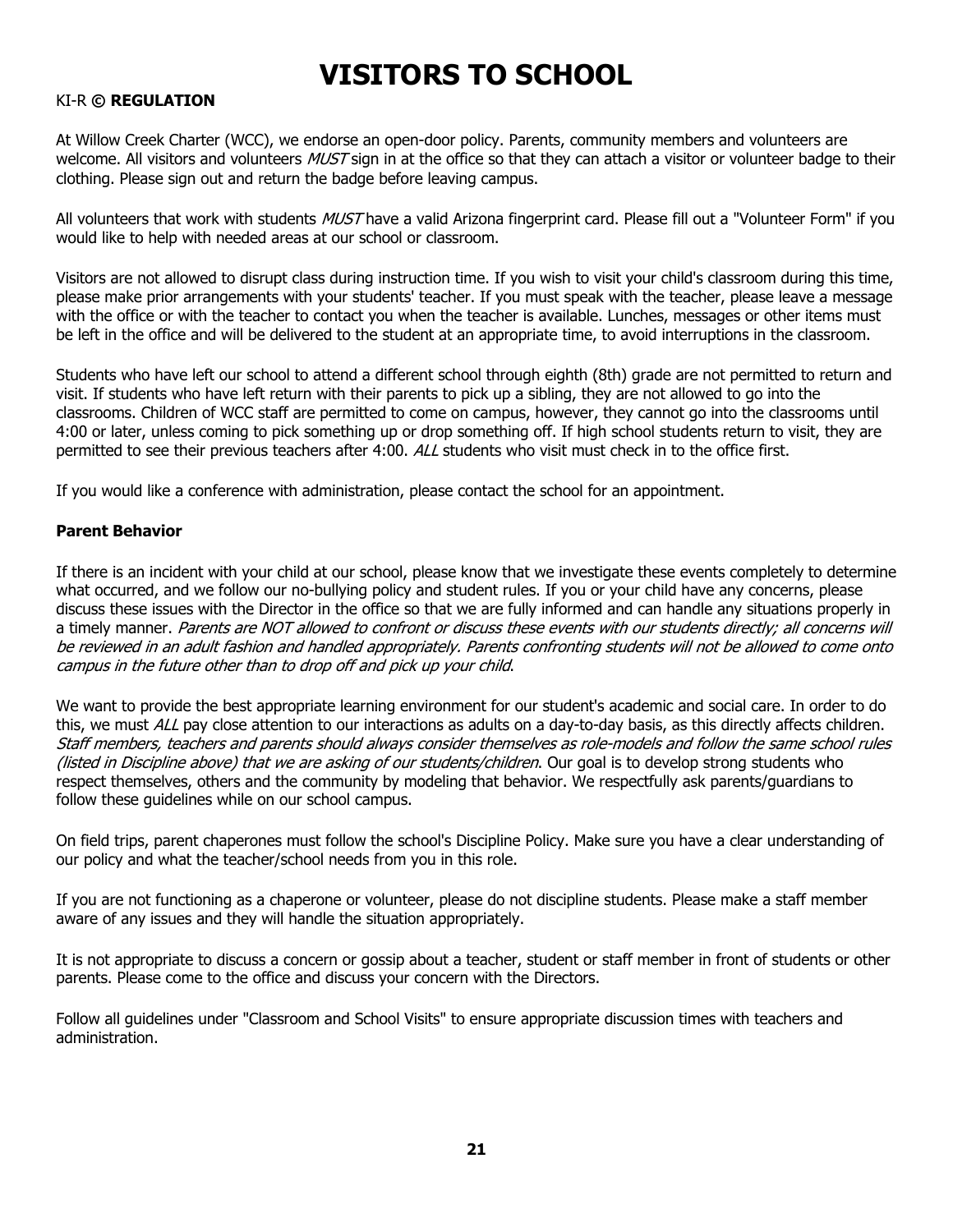# VISITORS TO SCHOOL

KI-R **© REGULATION**

At Willow Creek Charter (WCC), we endorse an open-door policy. Parents, community members and volunteers are welcome. All visitors and volunteers *MUST* sign in at the office so that they can attach a visitor or volunteer badge to their clothing. Please sign out and return the badge before leaving campus.

All volunteers that work with students *MUST* have a valid Arizona fingerprint card. Please fill out a "Volunteer Form" if you would like to help with needed areas at our school or classroom.

Visitors are not allowed to disrupt class during instruction time. If you wish to visit your child's classroom during this time, please make prior arrangements with your students' teacher. If you must speak with the teacher, please leave a message with the office or with the teacher to contact you when the teacher is available. Lunches, messages or other items must be left in the office and will be delivered to the student at an appropriate time, to avoid interruptions in the classroom.

Students who have left our school to attend a different school through eighth (8th) grade are not permitted to return and visit. If students who have left return with their parents to pick up a sibling, they are not allowed to go into the classrooms. Children of WCC staff are permitted to come on campus, however, they cannot go into the classrooms until 4:00 or later, unless coming to pick something up or drop something off. If high school students return to visit, they are permitted to see their previous teachers after 4:00. *ALL* students who visit must check in to the office first.

If you would like a conference with administration, please contact the school for an appointment.

**Parent Behavior**

If there is an incident with your child at our school, please know that we investigate these events completely to determine what occurred, and we follow our no-bullying policy and student rules. If you or your child have any concerns, please discuss these issues with the Director in the office so that we are fully informed and can handle any situations properly in a timely manner. *Parents are NOT allowed to confront or discuss these events with our students directly; all concerns will be reviewed in an adult fashion and handled appropriately. Parents confronting students will not be allowed to come onto campus in the future other than to drop off and pick up your child*.

We want to provide the best appropriate learning environment for our student's academic and social care. In order to do this, we must *ALL* pay close attention to our interactions as adults on a day-to-day basis, as this directly affects children. *Staff members, teachers and parents should always consider themselves as role-models and follow the same school rules (listed in Discipline above) that we are asking of our students/children*. Our goal is to develop strong students who respect themselves, others and the community by modeling that behavior. We respectfully ask parents/guardians to follow these guidelines while on our school campus.

On field trips, parent chaperones must follow the school's Discipline Policy. Make sure you have a clear understanding of our policy and what the teacher/school needs from you in this role.

If you are not functioning as a chaperone or volunteer, please do not discipline students. Please make a staff member aware of any issues and they will handle the situation appropriately.

It is not appropriate to discuss a concern or gossip about a teacher, student or staff member in front of students or other parents. Please come to the office and discuss your concern with the Directors.

Follow all guidelines under "Classroom and School Visits" to ensure appropriate discussion times with teachers and administration.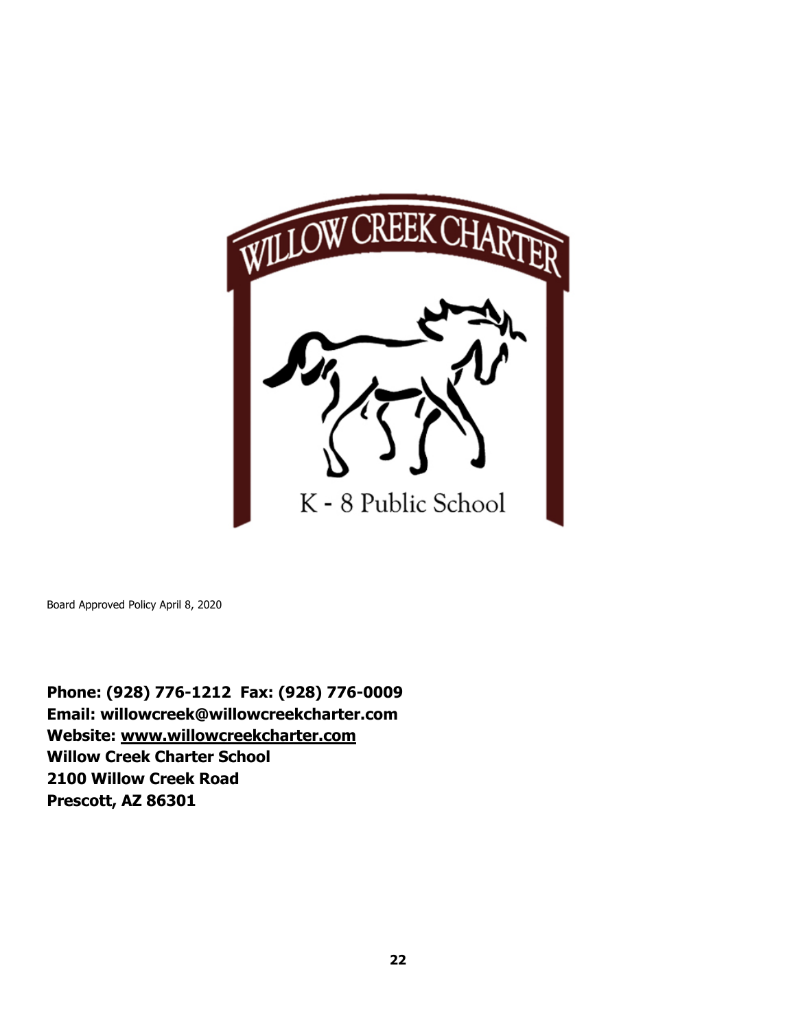Board Approved Policy April 8, 2020

**Phone: (928) 776-1212 Fax: (928) 776-0009**
**Email: willowcreek@willowcreekcharter.com**
**Website: www.willowcreekcharter.com**
**Willow Creek Charter School**
**2100 Willow Creek Road**
**Prescott, AZ 86301**